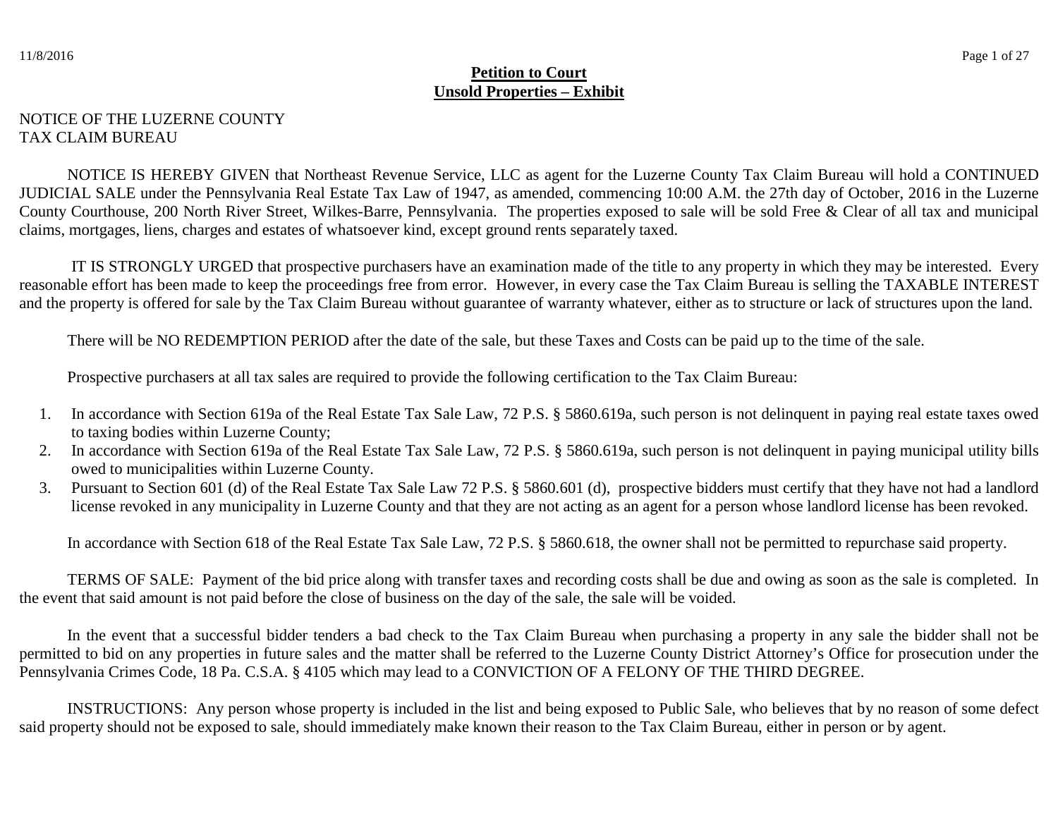**Petition to Court**
**Unsold Properties – Exhibit**

NOTICE OF THE LUZERNE COUNTY
TAX CLAIM BUREAU

NOTICE IS HEREBY GIVEN that Northeast Revenue Service, LLC as agent for the Luzerne County Tax Claim Bureau will hold a CONTINUED JUDICIAL SALE under the Pennsylvania Real Estate Tax Law of 1947, as amended, commencing 10:00 A.M. the 27th day of October, 2016 in the Luzerne County Courthouse, 200 North River Street, Wilkes-Barre, Pennsylvania. The properties exposed to sale will be sold Free & Clear of all tax and municipal claims, mortgages, liens, charges and estates of whatsoever kind, except ground rents separately taxed.

IT IS STRONGLY URGED that prospective purchasers have an examination made of the title to any property in which they may be interested. Every reasonable effort has been made to keep the proceedings free from error. However, in every case the Tax Claim Bureau is selling the TAXABLE INTEREST and the property is offered for sale by the Tax Claim Bureau without guarantee of warranty whatever, either as to structure or lack of structures upon the land.

There will be NO REDEMPTION PERIOD after the date of the sale, but these Taxes and Costs can be paid up to the time of the sale.

Prospective purchasers at all tax sales are required to provide the following certification to the Tax Claim Bureau:

1. In accordance with Section 619a of the Real Estate Tax Sale Law, 72 P.S. § 5860.619a, such person is not delinquent in paying real estate taxes owed to taxing bodies within Luzerne County;
2. In accordance with Section 619a of the Real Estate Tax Sale Law, 72 P.S. § 5860.619a, such person is not delinquent in paying municipal utility bills owed to municipalities within Luzerne County.
3. Pursuant to Section 601 (d) of the Real Estate Tax Sale Law 72 P.S. § 5860.601 (d), prospective bidders must certify that they have not had a landlord license revoked in any municipality in Luzerne County and that they are not acting as an agent for a person whose landlord license has been revoked.

In accordance with Section 618 of the Real Estate Tax Sale Law, 72 P.S. § 5860.618, the owner shall not be permitted to repurchase said property.

TERMS OF SALE: Payment of the bid price along with transfer taxes and recording costs shall be due and owing as soon as the sale is completed. In the event that said amount is not paid before the close of business on the day of the sale, the sale will be voided.

In the event that a successful bidder tenders a bad check to the Tax Claim Bureau when purchasing a property in any sale the bidder shall not be permitted to bid on any properties in future sales and the matter shall be referred to the Luzerne County District Attorney's Office for prosecution under the Pennsylvania Crimes Code, 18 Pa. C.S.A. § 4105 which may lead to a CONVICTION OF A FELONY OF THE THIRD DEGREE.

INSTRUCTIONS: Any person whose property is included in the list and being exposed to Public Sale, who believes that by no reason of some defect said property should not be exposed to sale, should immediately make known their reason to the Tax Claim Bureau, either in person or by agent.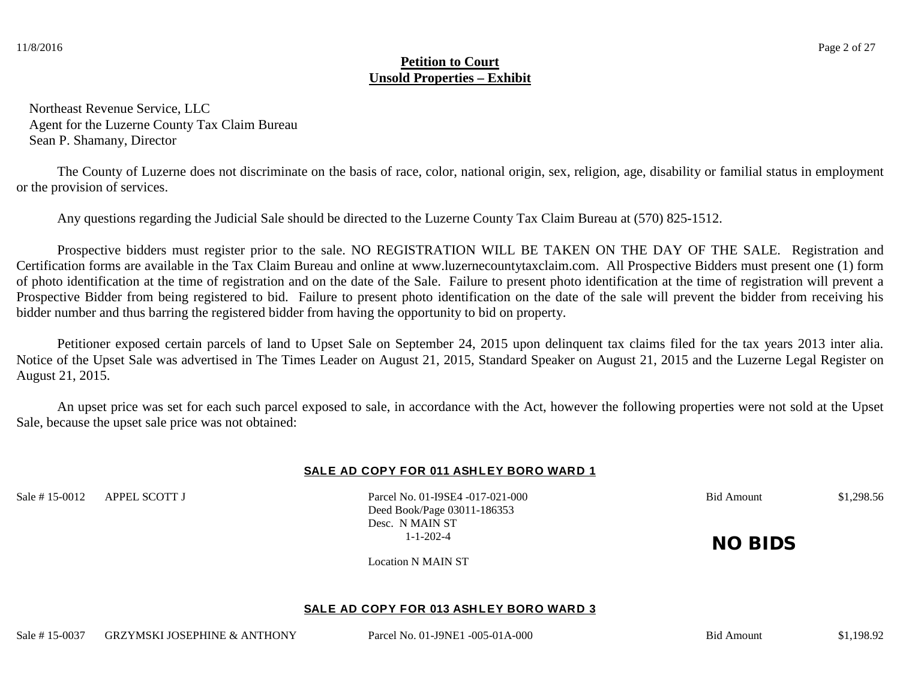**Petition to Court**
**Unsold Properties – Exhibit**

Northeast Revenue Service, LLC
Agent for the Luzerne County Tax Claim Bureau
Sean P. Shamany, Director

The County of Luzerne does not discriminate on the basis of race, color, national origin, sex, religion, age, disability or familial status in employment or the provision of services.

Any questions regarding the Judicial Sale should be directed to the Luzerne County Tax Claim Bureau at (570) 825-1512.

Prospective bidders must register prior to the sale. NO REGISTRATION WILL BE TAKEN ON THE DAY OF THE SALE. Registration and Certification forms are available in the Tax Claim Bureau and online at www.luzernecountytaxclaim.com. All Prospective Bidders must present one (1) form of photo identification at the time of registration and on the date of the Sale. Failure to present photo identification at the time of registration will prevent a Prospective Bidder from being registered to bid. Failure to present photo identification on the date of the sale will prevent the bidder from receiving his bidder number and thus barring the registered bidder from having the opportunity to bid on property.

Petitioner exposed certain parcels of land to Upset Sale on September 24, 2015 upon delinquent tax claims filed for the tax years 2013 inter alia. Notice of the Upset Sale was advertised in The Times Leader on August 21, 2015, Standard Speaker on August 21, 2015 and the Luzerne Legal Register on August 21, 2015.

An upset price was set for each such parcel exposed to sale, in accordance with the Act, however the following properties were not sold at the Upset Sale, because the upset sale price was not obtained:

**SALE AD COPY FOR 011 ASHLEY BORO WARD 1**

Sale # 15-0012 APPEL SCOTT J
Parcel No. 01-I9SE4 -017-021-000
Deed Book/Page 03011-186353
Desc. N MAIN ST
1-1-202-4
Location N MAIN ST
Bid Amount $1,298.56

**NO BIDS**

**SALE AD COPY FOR 013 ASHLEY BORO WARD 3**

Sale # 15-0037 GRZYMSKI JOSEPHINE & ANTHONY
Parcel No. 01-J9NE1 -005-01A-000
Bid Amount $1,198.92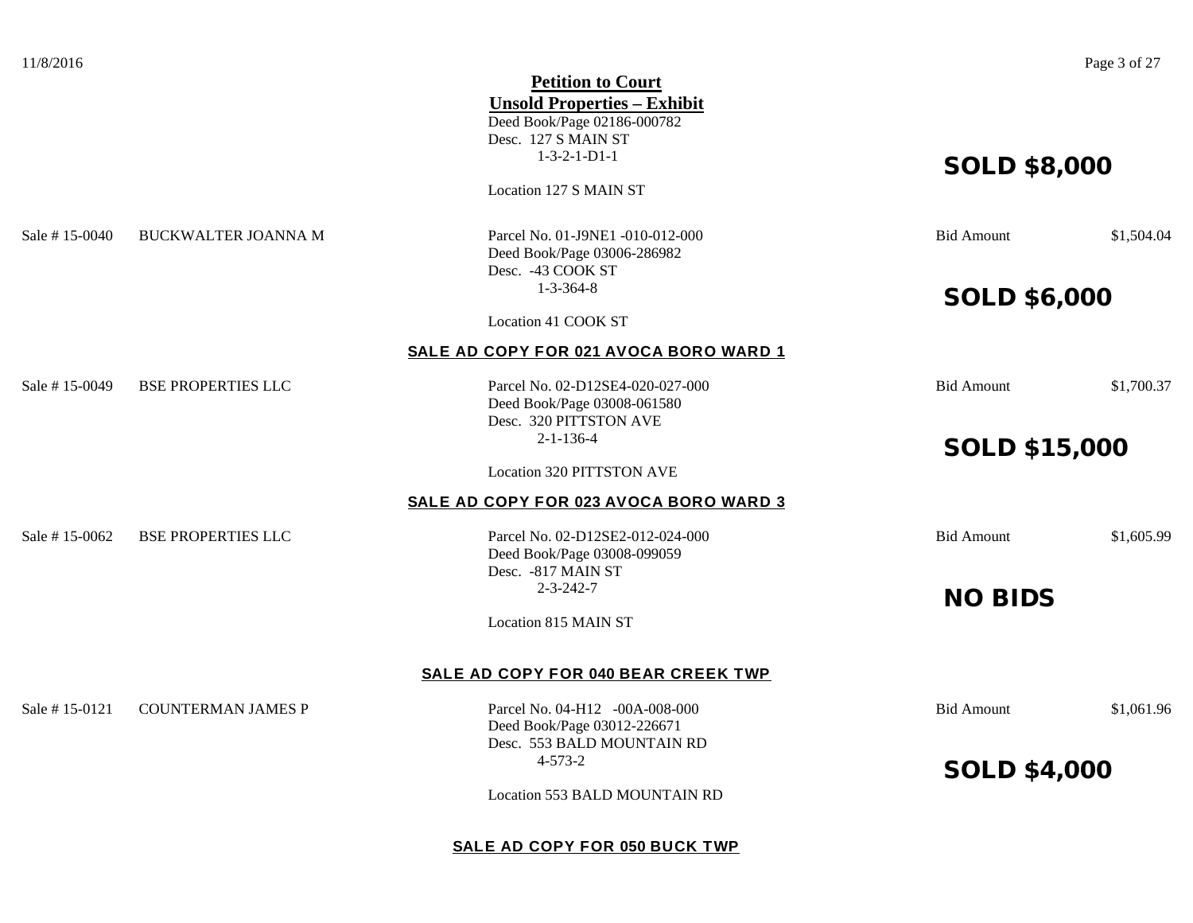**Petition to Court**

**Unsold Properties – Exhibit**

Deed Book/Page 02186-000782
Desc. 127 S MAIN ST
1-3-2-1-D1-1

Location 127 S MAIN ST

**SOLD $8,000**

Sale # 15-0040 BUCKWALTER JOANNA M

Parcel No. 01-J9NE1 -010-012-000
Deed Book/Page 03006-286982
Desc. -43 COOK ST
1-3-364-8

Location 41 COOK ST

Bid Amount $1,504.04

**SOLD $6,000**

## SALE AD COPY FOR 021 AVOCA BORO WARD 1

Sale # 15-0049 BSE PROPERTIES LLC

Parcel No. 02-D12SE4-020-027-000
Deed Book/Page 03008-061580
Desc. 320 PITTSTON AVE
2-1-136-4

Location 320 PITTSTON AVE

Bid Amount $1,700.37

**SOLD $15,000**

## SALE AD COPY FOR 023 AVOCA BORO WARD 3

Sale # 15-0062 BSE PROPERTIES LLC

Parcel No. 02-D12SE2-012-024-000
Deed Book/Page 03008-099059
Desc. -817 MAIN ST
2-3-242-7

Location 815 MAIN ST

Bid Amount $1,605.99

**NO BIDS**

## SALE AD COPY FOR 040 BEAR CREEK TWP

Sale # 15-0121 COUNTERMAN JAMES P

Parcel No. 04-H12 -00A-008-000
Deed Book/Page 03012-226671
Desc. 553 BALD MOUNTAIN RD
4-573-2

Location 553 BALD MOUNTAIN RD

Bid Amount $1,061.96

**SOLD $4,000**

## SALE AD COPY FOR 050 BUCK TWP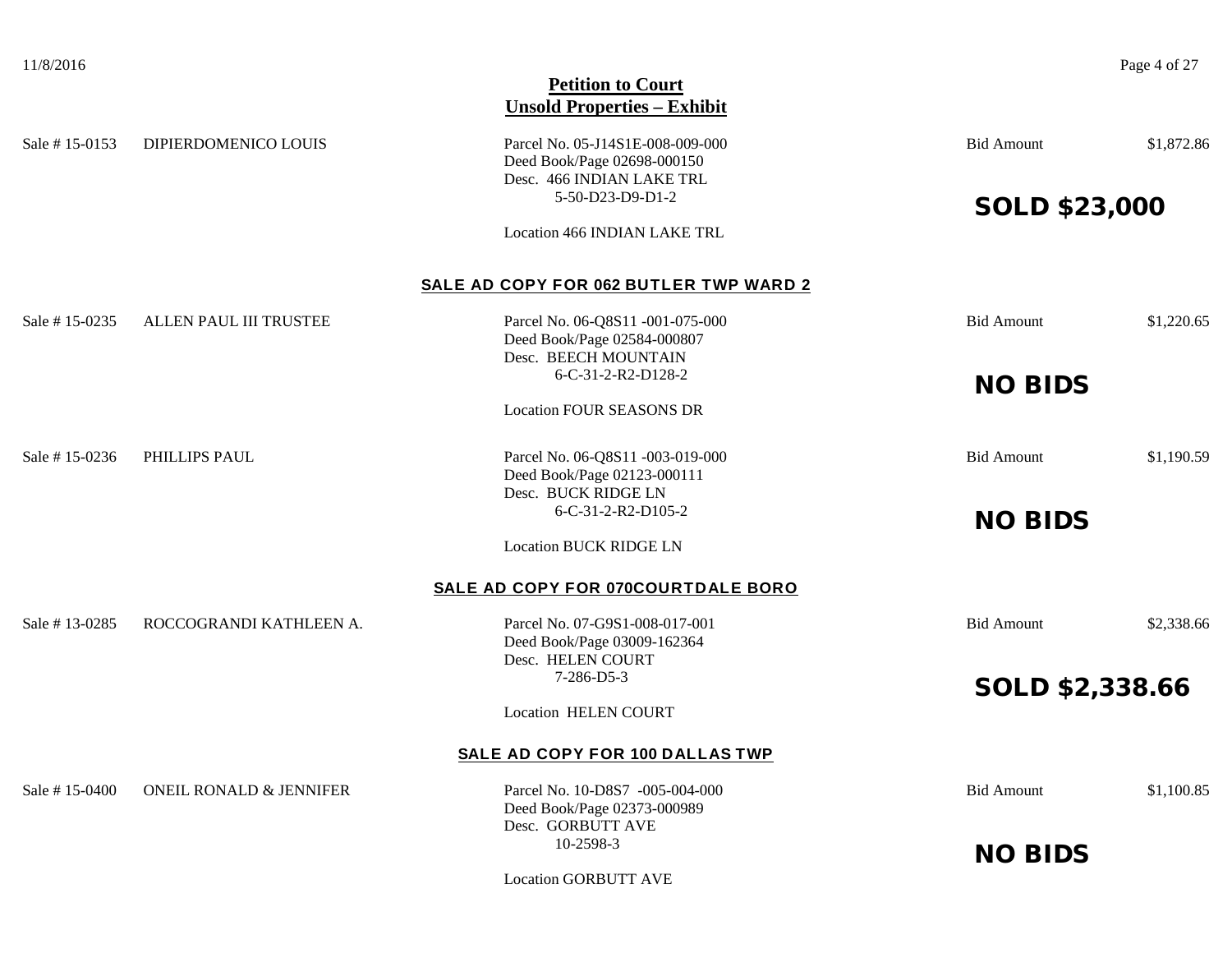## Petition to Court
## Unsold Properties – Exhibit

| Sale # | Owner | Description | Bid Amount | |
|---|---|---|---|---|
| Sale # 15-0153 | DIPIERDOMENICO LOUIS | Parcel No. 05-J14S1E-008-009-000<br>Deed Book/Page 02698-000150<br>Desc. 466 INDIAN LAKE TRL<br>5-50-D23-D9-D1-2<br>Location 466 INDIAN LAKE TRL | Bid Amount<br>**SOLD $23,000** | $1,872.86 |

### SALE AD COPY FOR 062 BUTLER TWP WARD 2

| Sale # | Owner | Description | Bid Amount | |
|---|---|---|---|---|
| Sale # 15-0235 | ALLEN PAUL III TRUSTEE | Parcel No. 06-Q8S11 -001-075-000<br>Deed Book/Page 02584-000807<br>Desc. BEECH MOUNTAIN<br>6-C-31-2-R2-D128-2<br>Location FOUR SEASONS DR | Bid Amount<br>**NO BIDS** | $1,220.65 |
| Sale # 15-0236 | PHILLIPS PAUL | Parcel No. 06-Q8S11 -003-019-000<br>Deed Book/Page 02123-000111<br>Desc. BUCK RIDGE LN<br>6-C-31-2-R2-D105-2<br>Location BUCK RIDGE LN | Bid Amount<br>**NO BIDS** | $1,190.59 |

### SALE AD COPY FOR 070COURTDALE BORO

| Sale # | Owner | Description | Bid Amount | |
|---|---|---|---|---|
| Sale # 13-0285 | ROCCOGRANDI KATHLEEN A. | Parcel No. 07-G9S1-008-017-001<br>Deed Book/Page 03009-162364<br>Desc. HELEN COURT<br>7-286-D5-3<br>Location HELEN COURT | Bid Amount<br>**SOLD $2,338.66** | $2,338.66 |

### SALE AD COPY FOR 100 DALLAS TWP

| Sale # | Owner | Description | Bid Amount | |
|---|---|---|---|---|
| Sale # 15-0400 | ONEIL RONALD & JENNIFER | Parcel No. 10-D8S7 -005-004-000<br>Deed Book/Page 02373-000989<br>Desc. GORBUTT AVE<br>10-2598-3<br>Location GORBUTT AVE | Bid Amount<br>**NO BIDS** | $1,100.85 |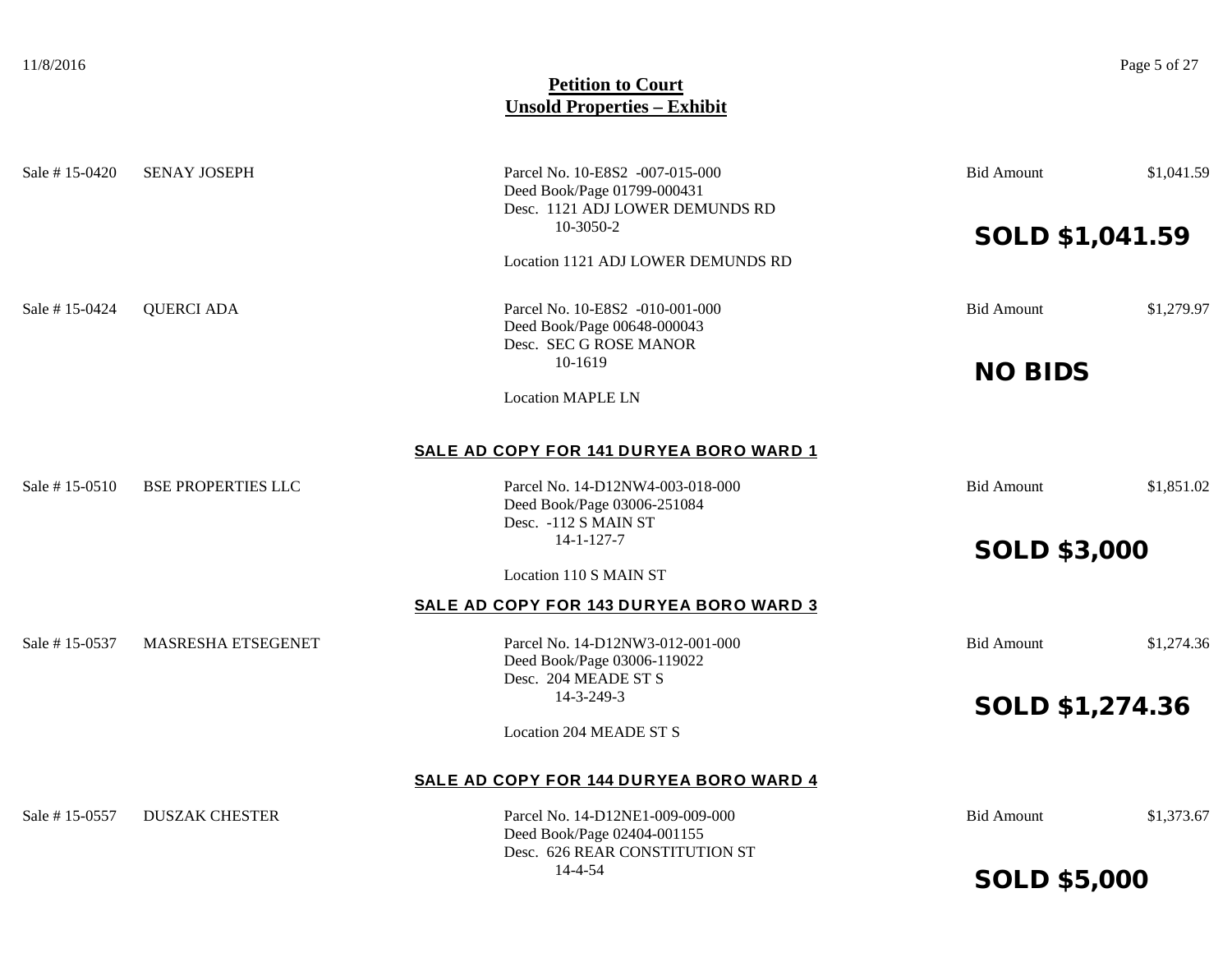# Petition to Court
## Unsold Properties – Exhibit

Sale # 15-0420 SENAY JOSEPH
Parcel No. 10-E8S2 -007-015-000
Deed Book/Page 01799-000431
Desc. 1121 ADJ LOWER DEMUNDS RD
10-3050-2
Location 1121 ADJ LOWER DEMUNDS RD
Bid Amount $1,041.59

**SOLD $1,041.59**

Sale # 15-0424 QUERCI ADA
Parcel No. 10-E8S2 -010-001-000
Deed Book/Page 00648-000043
Desc. SEC G ROSE MANOR
10-1619
Location MAPLE LN
Bid Amount $1,279.97

**NO BIDS**

### SALE AD COPY FOR 141 DURYEA BORO WARD 1

Sale # 15-0510 BSE PROPERTIES LLC
Parcel No. 14-D12NW4-003-018-000
Deed Book/Page 03006-251084
Desc. -112 S MAIN ST
14-1-127-7
Location 110 S MAIN ST
Bid Amount $1,851.02

**SOLD $3,000**

### SALE AD COPY FOR 143 DURYEA BORO WARD 3

Sale # 15-0537 MASRESHA ETSEGENET
Parcel No. 14-D12NW3-012-001-000
Deed Book/Page 03006-119022
Desc. 204 MEADE ST S
14-3-249-3
Location 204 MEADE ST S
Bid Amount $1,274.36

**SOLD $1,274.36**

### SALE AD COPY FOR 144 DURYEA BORO WARD 4

Sale # 15-0557 DUSZAK CHESTER
Parcel No. 14-D12NE1-009-009-000
Deed Book/Page 02404-001155
Desc. 626 REAR CONSTITUTION ST
14-4-54
Bid Amount $1,373.67

**SOLD $5,000**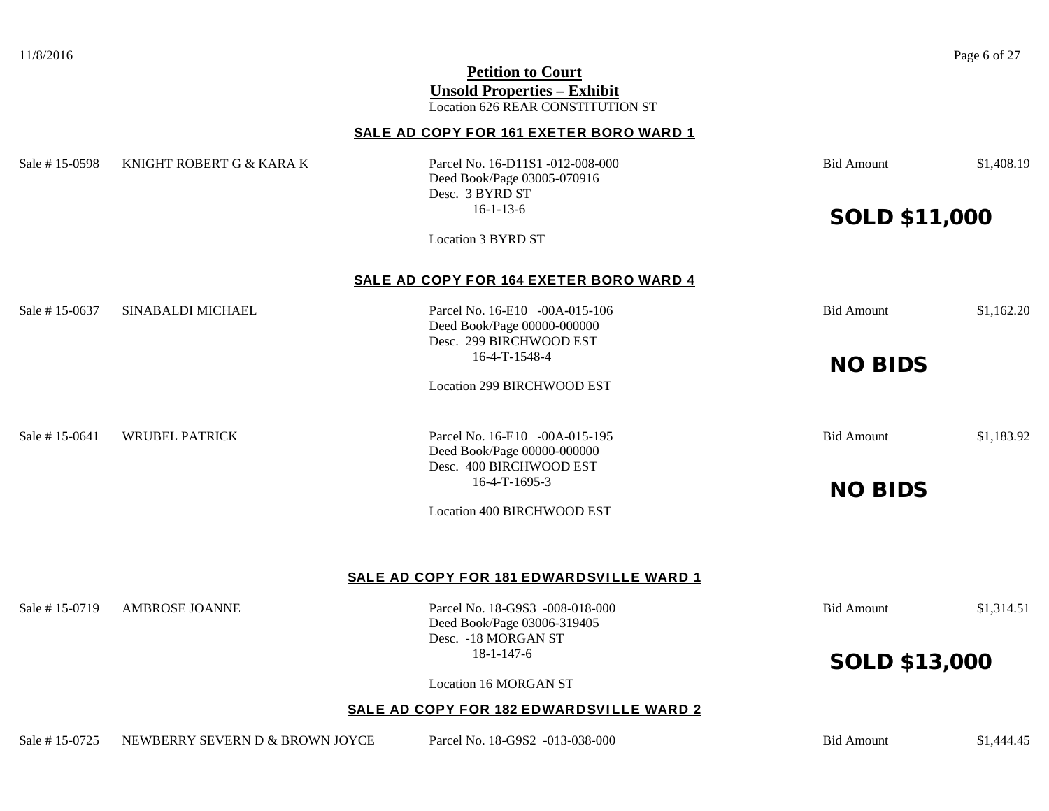**Petition to Court**

**Unsold Properties – Exhibit**

Location 626 REAR CONSTITUTION ST

## SALE AD COPY FOR 161 EXETER BORO WARD 1

Sale # 15-0598 KNIGHT ROBERT G & KARA K

Parcel No. 16-D11S1 -012-008-000
Deed Book/Page 03005-070916
Desc. 3 BYRD ST
16-1-13-6

Location 3 BYRD ST

Bid Amount $1,408.19

**SOLD $11,000**

## SALE AD COPY FOR 164 EXETER BORO WARD 4

Sale # 15-0637 SINABALDI MICHAEL

Parcel No. 16-E10 -00A-015-106
Deed Book/Page 00000-000000
Desc. 299 BIRCHWOOD EST
16-4-T-1548-4

Location 299 BIRCHWOOD EST

Bid Amount $1,162.20

**NO BIDS**

Sale # 15-0641 WRUBEL PATRICK

Parcel No. 16-E10 -00A-015-195
Deed Book/Page 00000-000000
Desc. 400 BIRCHWOOD EST
16-4-T-1695-3

Location 400 BIRCHWOOD EST

Bid Amount $1,183.92

**NO BIDS**

## SALE AD COPY FOR 181 EDWARDSVILLE WARD 1

Sale # 15-0719 AMBROSE JOANNE

Parcel No. 18-G9S3 -008-018-000
Deed Book/Page 03006-319405
Desc. -18 MORGAN ST
18-1-147-6

Location 16 MORGAN ST

Bid Amount $1,314.51

**SOLD $13,000**

## SALE AD COPY FOR 182 EDWARDSVILLE WARD 2

Sale # 15-0725 NEWBERRY SEVERN D & BROWN JOYCE

Parcel No. 18-G9S2 -013-038-000

Bid Amount $1,444.45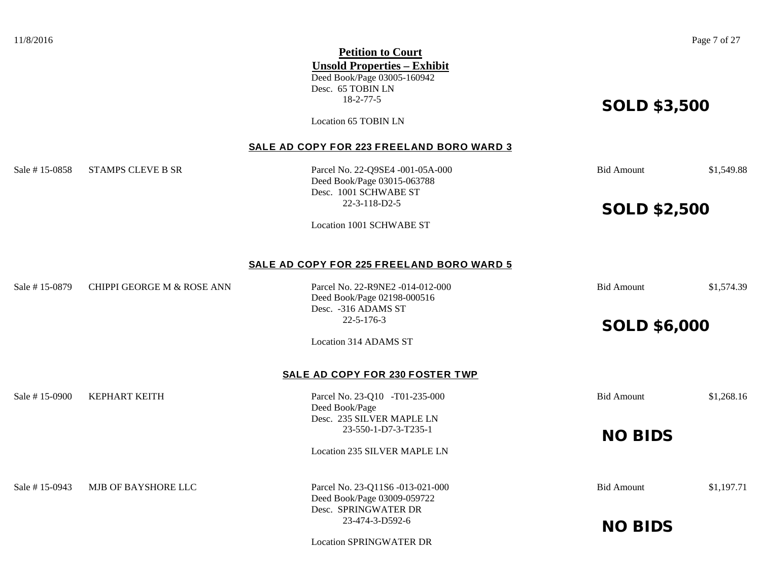**Petition to Court**

**Unsold Properties – Exhibit**

Deed Book/Page 03005-160942
Desc. 65 TOBIN LN
18-2-77-5

Location 65 TOBIN LN

**SOLD $3,500**

## SALE AD COPY FOR 223 FREELAND BORO WARD 3

Sale # 15-0858 STAMPS CLEVE B SR

Parcel No. 22-Q9SE4 -001-05A-000
Deed Book/Page 03015-063788
Desc. 1001 SCHWABE ST
22-3-118-D2-5

Location 1001 SCHWABE ST

Bid Amount $1,549.88

**SOLD $2,500**

## SALE AD COPY FOR 225 FREELAND BORO WARD 5

Sale # 15-0879 CHIPPI GEORGE M & ROSE ANN

Parcel No. 22-R9NE2 -014-012-000
Deed Book/Page 02198-000516
Desc. -316 ADAMS ST
22-5-176-3

Location 314 ADAMS ST

Bid Amount $1,574.39

**SOLD $6,000**

## SALE AD COPY FOR 230 FOSTER TWP

Sale # 15-0900 KEPHART KEITH

Parcel No. 23-Q10 -T01-235-000
Deed Book/Page
Desc. 235 SILVER MAPLE LN
23-550-1-D7-3-T235-1

Location 235 SILVER MAPLE LN

Bid Amount $1,268.16

**NO BIDS**

Sale # 15-0943 MJB OF BAYSHORE LLC

Parcel No. 23-Q11S6 -013-021-000
Deed Book/Page 03009-059722
Desc. SPRINGWATER DR
23-474-3-D592-6

Location SPRINGWATER DR

Bid Amount $1,197.71

**NO BIDS**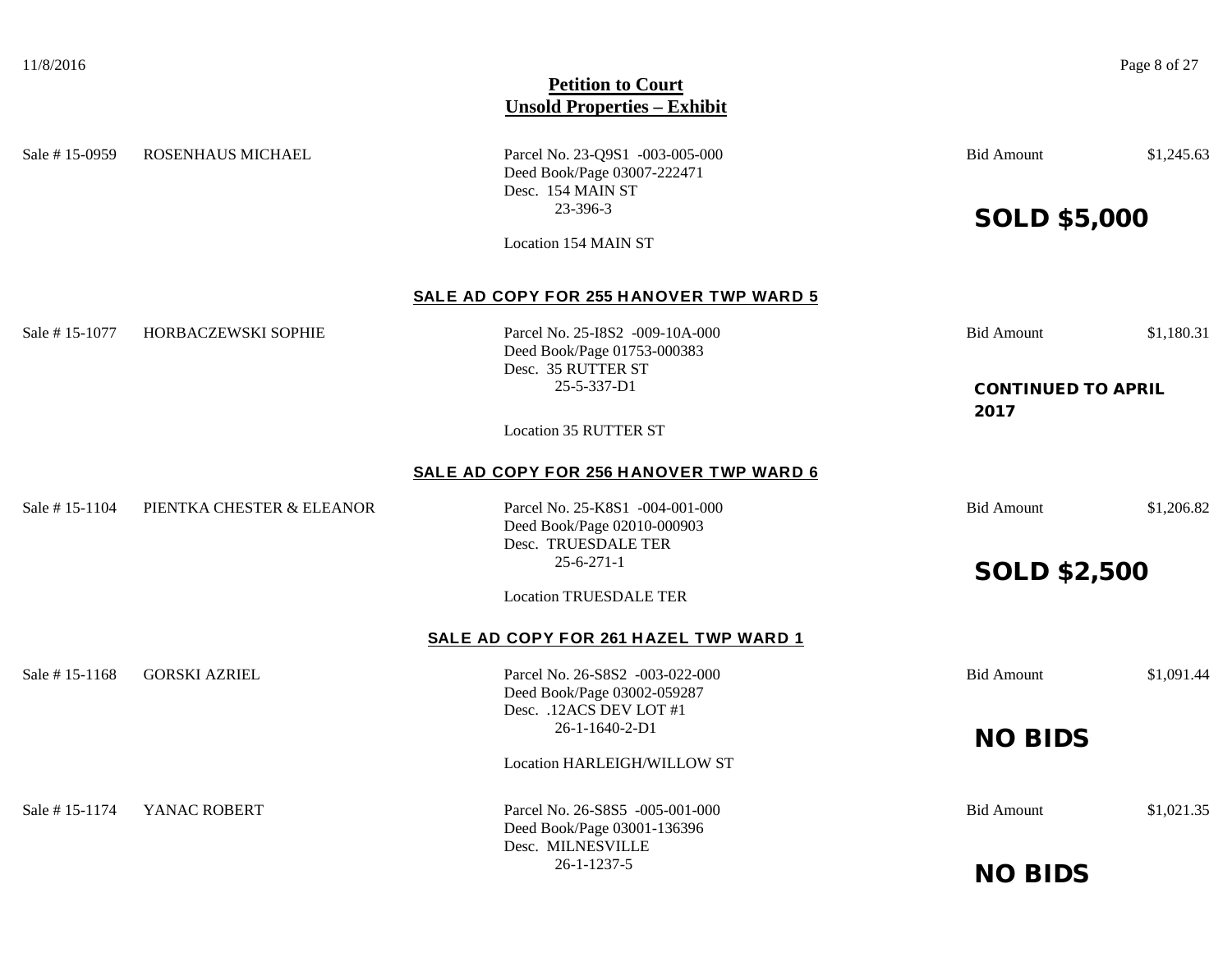## Petition to Court
## Unsold Properties – Exhibit

Sale # 15-0959 ROSENHAUS MICHAEL

Parcel No. 23-Q9S1 -003-005-000
Deed Book/Page 03007-222471
Desc. 154 MAIN ST
23-396-3

Location 154 MAIN ST

Bid Amount $1,245.63

**SOLD $5,000**

### SALE AD COPY FOR 255 HANOVER TWP WARD 5

Sale # 15-1077 HORBACZEWSKI SOPHIE

Parcel No. 25-I8S2 -009-10A-000
Deed Book/Page 01753-000383
Desc. 35 RUTTER ST
25-5-337-D1

Location 35 RUTTER ST

Bid Amount $1,180.31

**CONTINUED TO APRIL 2017**

### SALE AD COPY FOR 256 HANOVER TWP WARD 6

Sale # 15-1104 PIENTKA CHESTER & ELEANOR

Parcel No. 25-K8S1 -004-001-000
Deed Book/Page 02010-000903
Desc. TRUESDALE TER
25-6-271-1

Location TRUESDALE TER

Bid Amount $1,206.82

**SOLD $2,500**

### SALE AD COPY FOR 261 HAZEL TWP WARD 1

Sale # 15-1168 GORSKI AZRIEL

Parcel No. 26-S8S2 -003-022-000
Deed Book/Page 03002-059287
Desc. .12ACS DEV LOT #1
26-1-1640-2-D1

Location HARLEIGH/WILLOW ST

Bid Amount $1,091.44

**NO BIDS**

Sale # 15-1174 YANAC ROBERT

Parcel No. 26-S8S5 -005-001-000
Deed Book/Page 03001-136396
Desc. MILNESVILLE
26-1-1237-5

Bid Amount $1,021.35

**NO BIDS**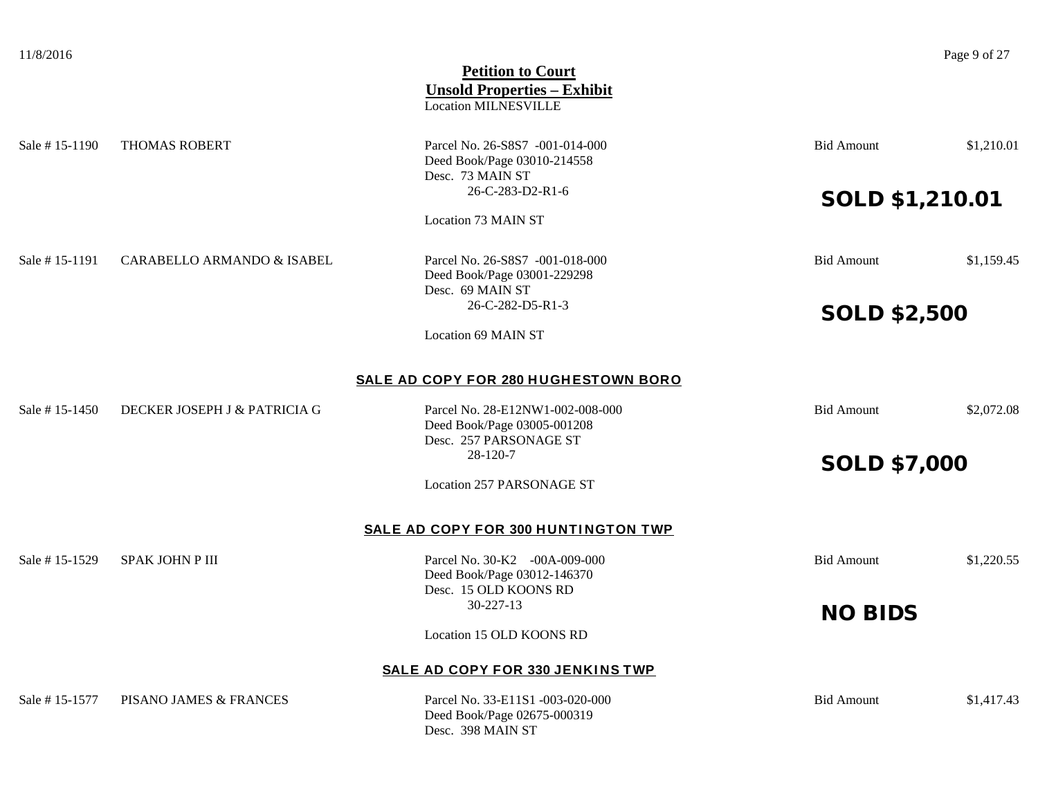**Petition to Court**

**Unsold Properties – Exhibit**

Location MILNESVILLE

Sale # 15-1190 THOMAS ROBERT

Parcel No. 26-S8S7 -001-014-000
Deed Book/Page 03010-214558
Desc. 73 MAIN ST
26-C-283-D2-R1-6

Location 73 MAIN ST

Bid Amount $1,210.01

**SOLD $1,210.01**

Sale # 15-1191 CARABELLO ARMANDO & ISABEL

Parcel No. 26-S8S7 -001-018-000
Deed Book/Page 03001-229298
Desc. 69 MAIN ST
26-C-282-D5-R1-3

Location 69 MAIN ST

Bid Amount $1,159.45

**SOLD $2,500**

## SALE AD COPY FOR 280 HUGHESTOWN BORO

Sale # 15-1450 DECKER JOSEPH J & PATRICIA G

Parcel No. 28-E12NW1-002-008-000
Deed Book/Page 03005-001208
Desc. 257 PARSONAGE ST
28-120-7

Location 257 PARSONAGE ST

Bid Amount $2,072.08

**SOLD $7,000**

## SALE AD COPY FOR 300 HUNTINGTON TWP

Sale # 15-1529 SPAK JOHN P III

Parcel No. 30-K2 -00A-009-000
Deed Book/Page 03012-146370
Desc. 15 OLD KOONS RD
30-227-13

Location 15 OLD KOONS RD

Bid Amount $1,220.55

**NO BIDS**

## SALE AD COPY FOR 330 JENKINS TWP

Sale # 15-1577 PISANO JAMES & FRANCES

Parcel No. 33-E11S1 -003-020-000
Deed Book/Page 02675-000319
Desc. 398 MAIN ST

Bid Amount $1,417.43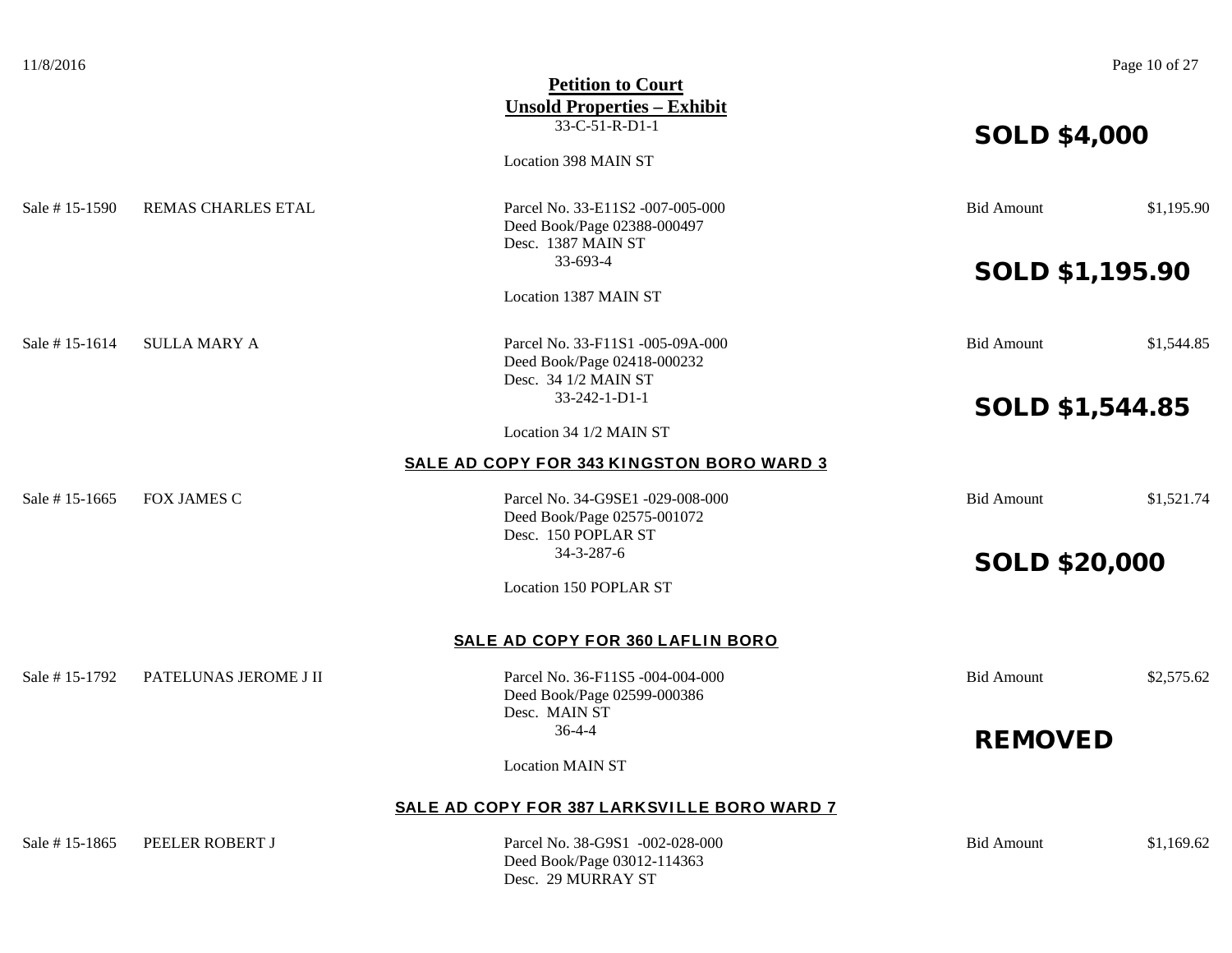## Petition to Court
## Unsold Properties – Exhibit

33-C-51-R-D1-1

Location 398 MAIN ST

**SOLD $4,000**

| Sale # | Owner | Property | Bid | Amount |
|---|---|---|---|---|
| Sale # 15-1590 | REMAS CHARLES ETAL | Parcel No. 33-E11S2 -007-005-000<br>Deed Book/Page 02388-000497<br>Desc. 1387 MAIN ST<br>33-693-4<br>Location 1387 MAIN ST | Bid Amount<br>**SOLD $1,195.90** | $1,195.90 |
| Sale # 15-1614 | SULLA MARY A | Parcel No. 33-F11S1 -005-09A-000<br>Deed Book/Page 02418-000232<br>Desc. 34 1/2 MAIN ST<br>33-242-1-D1-1<br>Location 34 1/2 MAIN ST | Bid Amount<br>**SOLD $1,544.85** | $1,544.85 |

### SALE AD COPY FOR 343 KINGSTON BORO WARD 3

| Sale # | Owner | Property | Bid | Amount |
|---|---|---|---|---|
| Sale # 15-1665 | FOX JAMES C | Parcel No. 34-G9SE1 -029-008-000<br>Deed Book/Page 02575-001072<br>Desc. 150 POPLAR ST<br>34-3-287-6<br>Location 150 POPLAR ST | Bid Amount<br>**SOLD $20,000** | $1,521.74 |

### SALE AD COPY FOR 360 LAFLIN BORO

| Sale # | Owner | Property | Bid | Amount |
|---|---|---|---|---|
| Sale # 15-1792 | PATELUNAS JEROME J II | Parcel No. 36-F11S5 -004-004-000<br>Deed Book/Page 02599-000386<br>Desc. MAIN ST<br>36-4-4<br>Location MAIN ST | Bid Amount<br>**REMOVED** | $2,575.62 |

### SALE AD COPY FOR 387 LARKSVILLE BORO WARD 7

| Sale # | Owner | Property | Bid | Amount |
|---|---|---|---|---|
| Sale # 15-1865 | PEELER ROBERT J | Parcel No. 38-G9S1 -002-028-000<br>Deed Book/Page 03012-114363<br>Desc. 29 MURRAY ST | Bid Amount | $1,169.62 |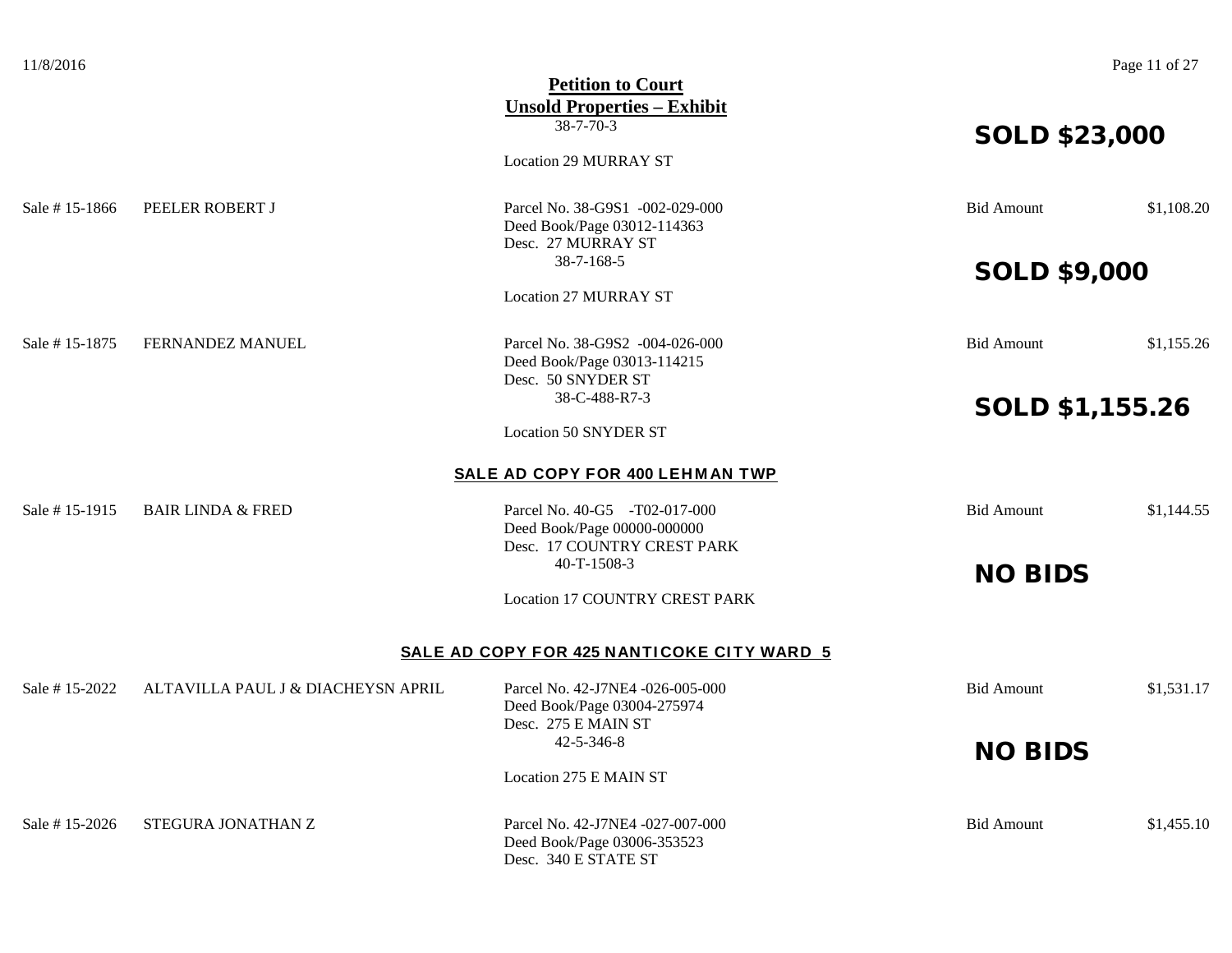**Petition to Court**
**Unsold Properties – Exhibit**

38-7-70-3

Location 29 MURRAY ST

**SOLD $23,000**

Sale # 15-1866 PEELER ROBERT J

Parcel No. 38-G9S1 -002-029-000
Deed Book/Page 03012-114363
Desc. 27 MURRAY ST
38-7-168-5

Location 27 MURRAY ST

Bid Amount $1,108.20

**SOLD $9,000**

Sale # 15-1875 FERNANDEZ MANUEL

Parcel No. 38-G9S2 -004-026-000
Deed Book/Page 03013-114215
Desc. 50 SNYDER ST
38-C-488-R7-3

Location 50 SNYDER ST

Bid Amount $1,155.26

**SOLD $1,155.26**

**SALE AD COPY FOR 400 LEHMAN TWP**

Sale # 15-1915 BAIR LINDA & FRED

Parcel No. 40-G5 -T02-017-000
Deed Book/Page 00000-000000
Desc. 17 COUNTRY CREST PARK
40-T-1508-3

Location 17 COUNTRY CREST PARK

Bid Amount $1,144.55

**NO BIDS**

**SALE AD COPY FOR 425 NANTICOKE CITY WARD 5**

Sale # 15-2022 ALTAVILLA PAUL J & DIACHEYSN APRIL

Parcel No. 42-J7NE4 -026-005-000
Deed Book/Page 03004-275974
Desc. 275 E MAIN ST
42-5-346-8

Location 275 E MAIN ST

Bid Amount $1,531.17

**NO BIDS**

Sale # 15-2026 STEGURA JONATHAN Z

Parcel No. 42-J7NE4 -027-007-000
Deed Book/Page 03006-353523
Desc. 340 E STATE ST

Bid Amount $1,455.10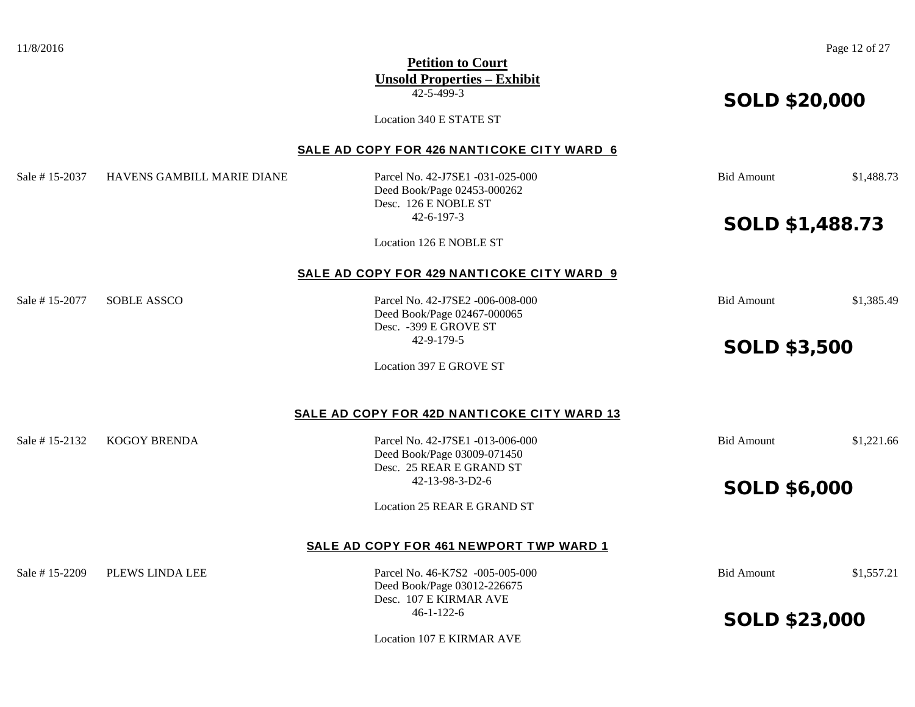**Petition to Court**
**Unsold Properties – Exhibit**

42-5-499-3

Location 340 E STATE ST

**SOLD $20,000**

## SALE AD COPY FOR 426 NANTICOKE CITY WARD 6

Sale # 15-2037 HAVENS GAMBILL MARIE DIANE

Parcel No. 42-J7SE1 -031-025-000
Deed Book/Page 02453-000262
Desc. 126 E NOBLE ST
42-6-197-3

Location 126 E NOBLE ST

Bid Amount $1,488.73

**SOLD $1,488.73**

## SALE AD COPY FOR 429 NANTICOKE CITY WARD 9

Sale # 15-2077 SOBLE ASSCO

Parcel No. 42-J7SE2 -006-008-000
Deed Book/Page 02467-000065
Desc. -399 E GROVE ST
42-9-179-5

Location 397 E GROVE ST

Bid Amount $1,385.49

**SOLD $3,500**

## SALE AD COPY FOR 42D NANTICOKE CITY WARD 13

Sale # 15-2132 KOGOY BRENDA

Parcel No. 42-J7SE1 -013-006-000
Deed Book/Page 03009-071450
Desc. 25 REAR E GRAND ST
42-13-98-3-D2-6

Location 25 REAR E GRAND ST

Bid Amount $1,221.66

**SOLD $6,000**

## SALE AD COPY FOR 461 NEWPORT TWP WARD 1

Sale # 15-2209 PLEWS LINDA LEE

Parcel No. 46-K7S2 -005-005-000
Deed Book/Page 03012-226675
Desc. 107 E KIRMAR AVE
46-1-122-6

Location 107 E KIRMAR AVE

Bid Amount $1,557.21

**SOLD $23,000**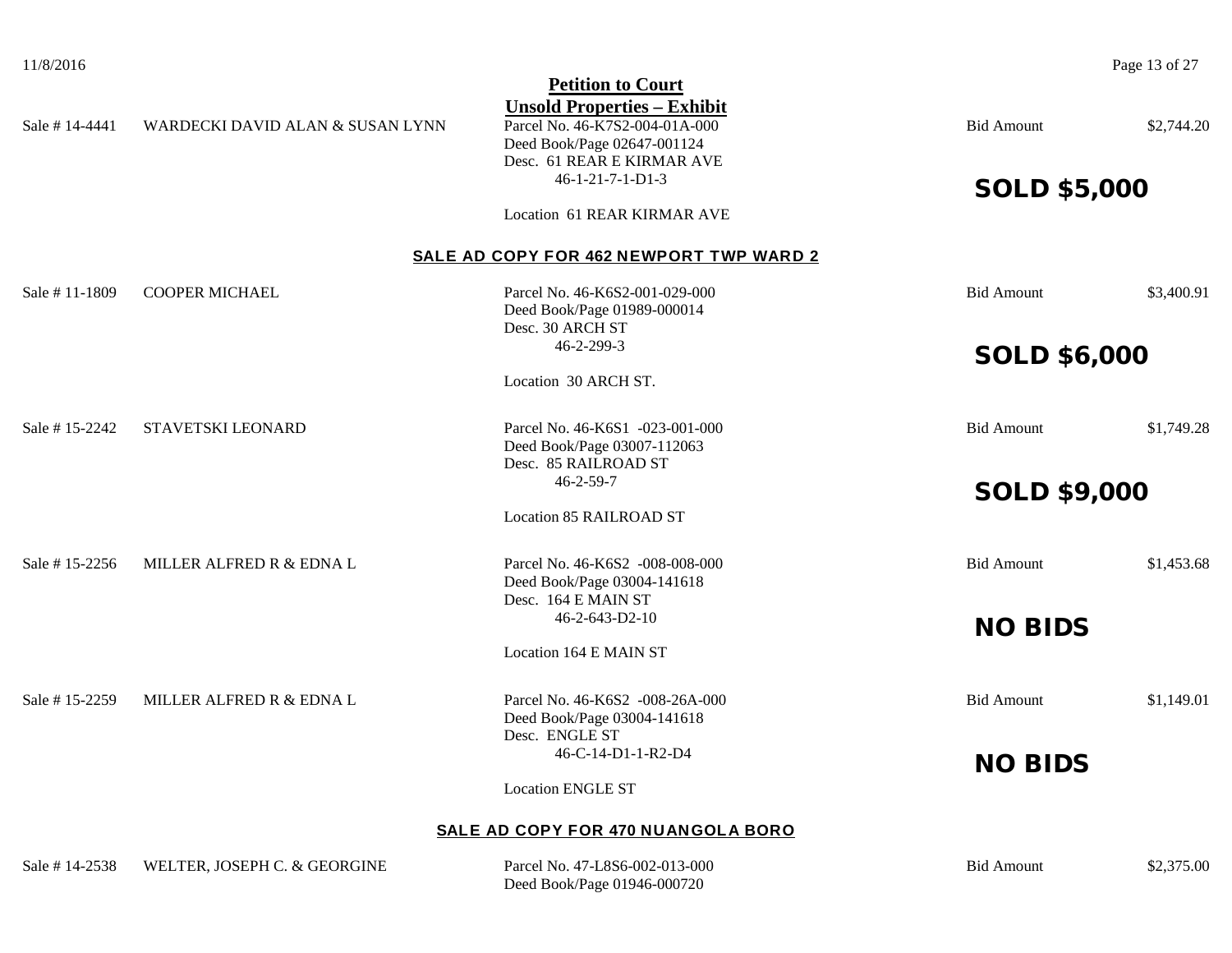**Petition to Court**

**Unsold Properties – Exhibit**

Sale # 14-4441 WARDECKI DAVID ALAN & SUSAN LYNN
Parcel No. 46-K7S2-004-01A-000
Deed Book/Page 02647-001124
Desc. 61 REAR E KIRMAR AVE
46-1-21-7-1-D1-3
Location 61 REAR KIRMAR AVE
Bid Amount $2,744.20
**SOLD $5,000**

## SALE AD COPY FOR 462 NEWPORT TWP WARD 2

Sale # 11-1809 COOPER MICHAEL
Parcel No. 46-K6S2-001-029-000
Deed Book/Page 01989-000014
Desc. 30 ARCH ST
46-2-299-3
Location 30 ARCH ST.
Bid Amount $3,400.91
**SOLD $6,000**

Sale # 15-2242 STAVETSKI LEONARD
Parcel No. 46-K6S1 -023-001-000
Deed Book/Page 03007-112063
Desc. 85 RAILROAD ST
46-2-59-7
Location 85 RAILROAD ST
Bid Amount $1,749.28
**SOLD $9,000**

Sale # 15-2256 MILLER ALFRED R & EDNA L
Parcel No. 46-K6S2 -008-008-000
Deed Book/Page 03004-141618
Desc. 164 E MAIN ST
46-2-643-D2-10
Location 164 E MAIN ST
Bid Amount $1,453.68
**NO BIDS**

Sale # 15-2259 MILLER ALFRED R & EDNA L
Parcel No. 46-K6S2 -008-26A-000
Deed Book/Page 03004-141618
Desc. ENGLE ST
46-C-14-D1-1-R2-D4
Location ENGLE ST
Bid Amount $1,149.01
**NO BIDS**

## SALE AD COPY FOR 470 NUANGOLA BORO

Sale # 14-2538 WELTER, JOSEPH C. & GEORGINE
Parcel No. 47-L8S6-002-013-000
Deed Book/Page 01946-000720
Bid Amount $2,375.00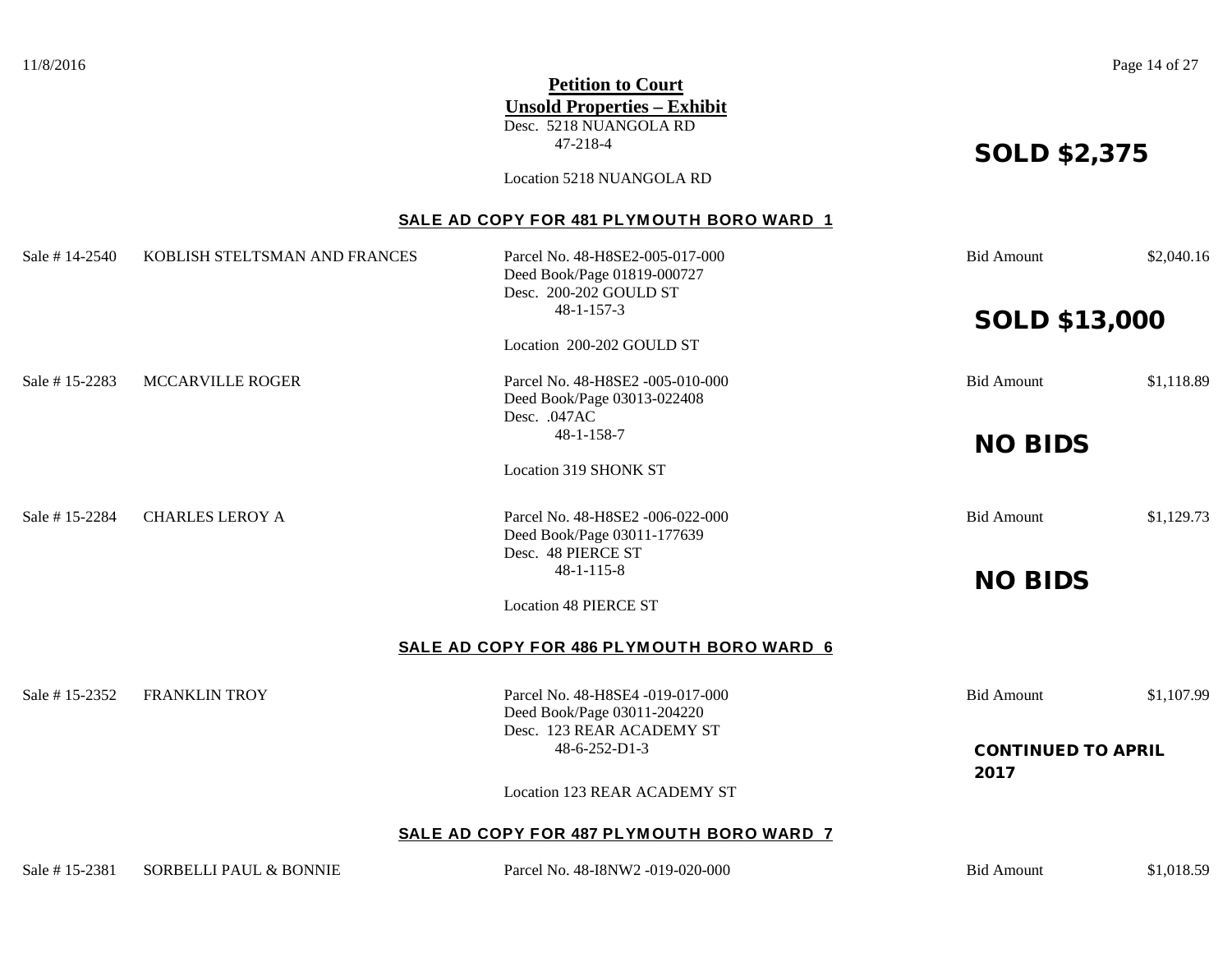**Petition to Court**
**Unsold Properties – Exhibit**

Desc. 5218 NUANGOLA RD
47-218-4

Location 5218 NUANGOLA RD

**SOLD $2,375**

## SALE AD COPY FOR 481 PLYMOUTH BORO WARD 1

Sale # 14-2540 KOBLISH STELTSMAN AND FRANCES
Parcel No. 48-H8SE2-005-017-000
Deed Book/Page 01819-000727
Desc. 200-202 GOULD ST
48-1-157-3
Location 200-202 GOULD ST
Bid Amount $2,040.16

**SOLD $13,000**

Sale # 15-2283 MCCARVILLE ROGER
Parcel No. 48-H8SE2 -005-010-000
Deed Book/Page 03013-022408
Desc. .047AC
48-1-158-7
Location 319 SHONK ST
Bid Amount $1,118.89

**NO BIDS**

Sale # 15-2284 CHARLES LEROY A
Parcel No. 48-H8SE2 -006-022-000
Deed Book/Page 03011-177639
Desc. 48 PIERCE ST
48-1-115-8
Location 48 PIERCE ST
Bid Amount $1,129.73

**NO BIDS**

## SALE AD COPY FOR 486 PLYMOUTH BORO WARD 6

Sale # 15-2352 FRANKLIN TROY
Parcel No. 48-H8SE4 -019-017-000
Deed Book/Page 03011-204220
Desc. 123 REAR ACADEMY ST
48-6-252-D1-3
Location 123 REAR ACADEMY ST
Bid Amount $1,107.99

**CONTINUED TO APRIL 2017**

## SALE AD COPY FOR 487 PLYMOUTH BORO WARD 7

Sale # 15-2381 SORBELLI PAUL & BONNIE
Parcel No. 48-I8NW2 -019-020-000
Bid Amount $1,018.59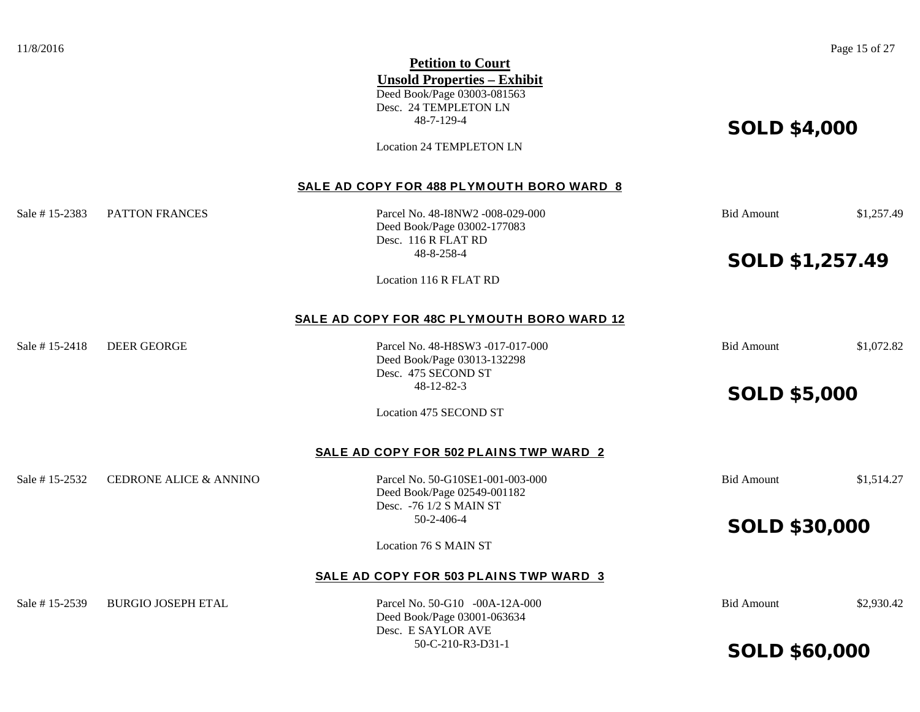**Petition to Court**

**Unsold Properties – Exhibit**

Deed Book/Page 03003-081563
Desc. 24 TEMPLETON LN
48-7-129-4

**SOLD $4,000**

Location 24 TEMPLETON LN

**SALE AD COPY FOR 488 PLYMOUTH BORO WARD 8**

Sale # 15-2383 PATTON FRANCES

Parcel No. 48-I8NW2 -008-029-000
Deed Book/Page 03002-177083
Desc. 116 R FLAT RD
48-8-258-4

Bid Amount $1,257.49

**SOLD $1,257.49**

Location 116 R FLAT RD

**SALE AD COPY FOR 48C PLYMOUTH BORO WARD 12**

Sale # 15-2418 DEER GEORGE

Parcel No. 48-H8SW3 -017-017-000
Deed Book/Page 03013-132298
Desc. 475 SECOND ST
48-12-82-3

Bid Amount $1,072.82

**SOLD $5,000**

Location 475 SECOND ST

**SALE AD COPY FOR 502 PLAINS TWP WARD 2**

Sale # 15-2532 CEDRONE ALICE & ANNINO

Parcel No. 50-G10SE1-001-003-000
Deed Book/Page 02549-001182
Desc. -76 1/2 S MAIN ST
50-2-406-4

Bid Amount $1,514.27

**SOLD $30,000**

Location 76 S MAIN ST

**SALE AD COPY FOR 503 PLAINS TWP WARD 3**

Sale # 15-2539 BURGIO JOSEPH ETAL

Parcel No. 50-G10 -00A-12A-000
Deed Book/Page 03001-063634
Desc. E SAYLOR AVE
50-C-210-R3-D31-1

Bid Amount $2,930.42

**SOLD $60,000**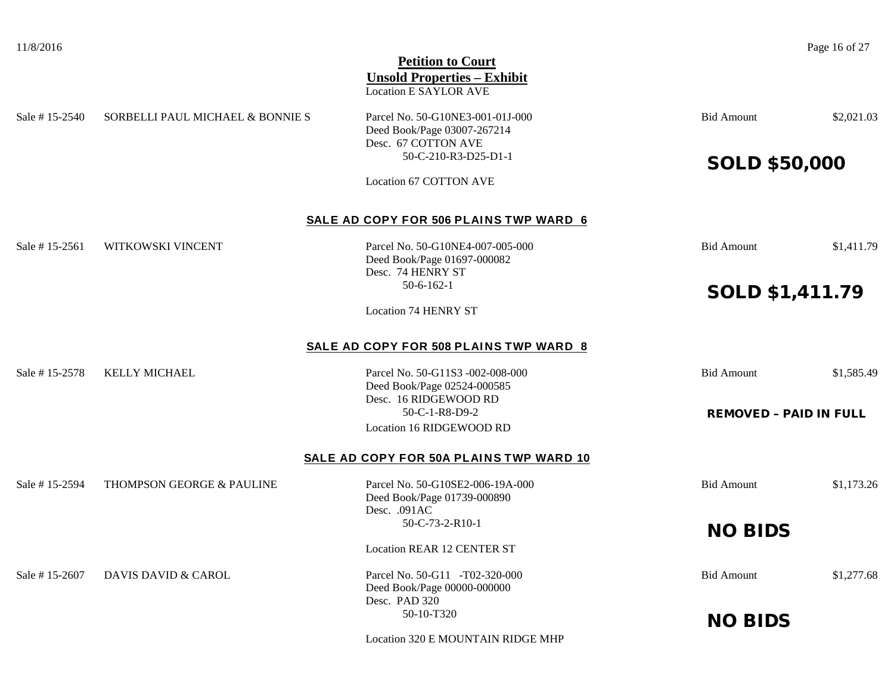## Petition to Court
## Unsold Properties – Exhibit

Location E SAYLOR AVE

Sale # 15-2540 SORBELLI PAUL MICHAEL & BONNIE S
Parcel No. 50-G10NE3-001-01J-000
Deed Book/Page 03007-267214
Desc. 67 COTTON AVE
50-C-210-R3-D25-D1-1
Location 67 COTTON AVE
Bid Amount $2,021.03

**SOLD $50,000**

### SALE AD COPY FOR 506 PLAINS TWP WARD 6

Sale # 15-2561 WITKOWSKI VINCENT
Parcel No. 50-G10NE4-007-005-000
Deed Book/Page 01697-000082
Desc. 74 HENRY ST
50-6-162-1
Location 74 HENRY ST
Bid Amount $1,411.79

**SOLD $1,411.79**

### SALE AD COPY FOR 508 PLAINS TWP WARD 8

Sale # 15-2578 KELLY MICHAEL
Parcel No. 50-G11S3 -002-008-000
Deed Book/Page 02524-000585
Desc. 16 RIDGEWOOD RD
50-C-1-R8-D9-2
Location 16 RIDGEWOOD RD
Bid Amount $1,585.49

**REMOVED – PAID IN FULL**

### SALE AD COPY FOR 50A PLAINS TWP WARD 10

Sale # 15-2594 THOMPSON GEORGE & PAULINE
Parcel No. 50-G10SE2-006-19A-000
Deed Book/Page 01739-000890
Desc. .091AC
50-C-73-2-R10-1
Location REAR 12 CENTER ST
Bid Amount $1,173.26

**NO BIDS**

Sale # 15-2607 DAVIS DAVID & CAROL
Parcel No. 50-G11 -T02-320-000
Deed Book/Page 00000-000000
Desc. PAD 320
50-10-T320
Location 320 E MOUNTAIN RIDGE MHP
Bid Amount $1,277.68

**NO BIDS**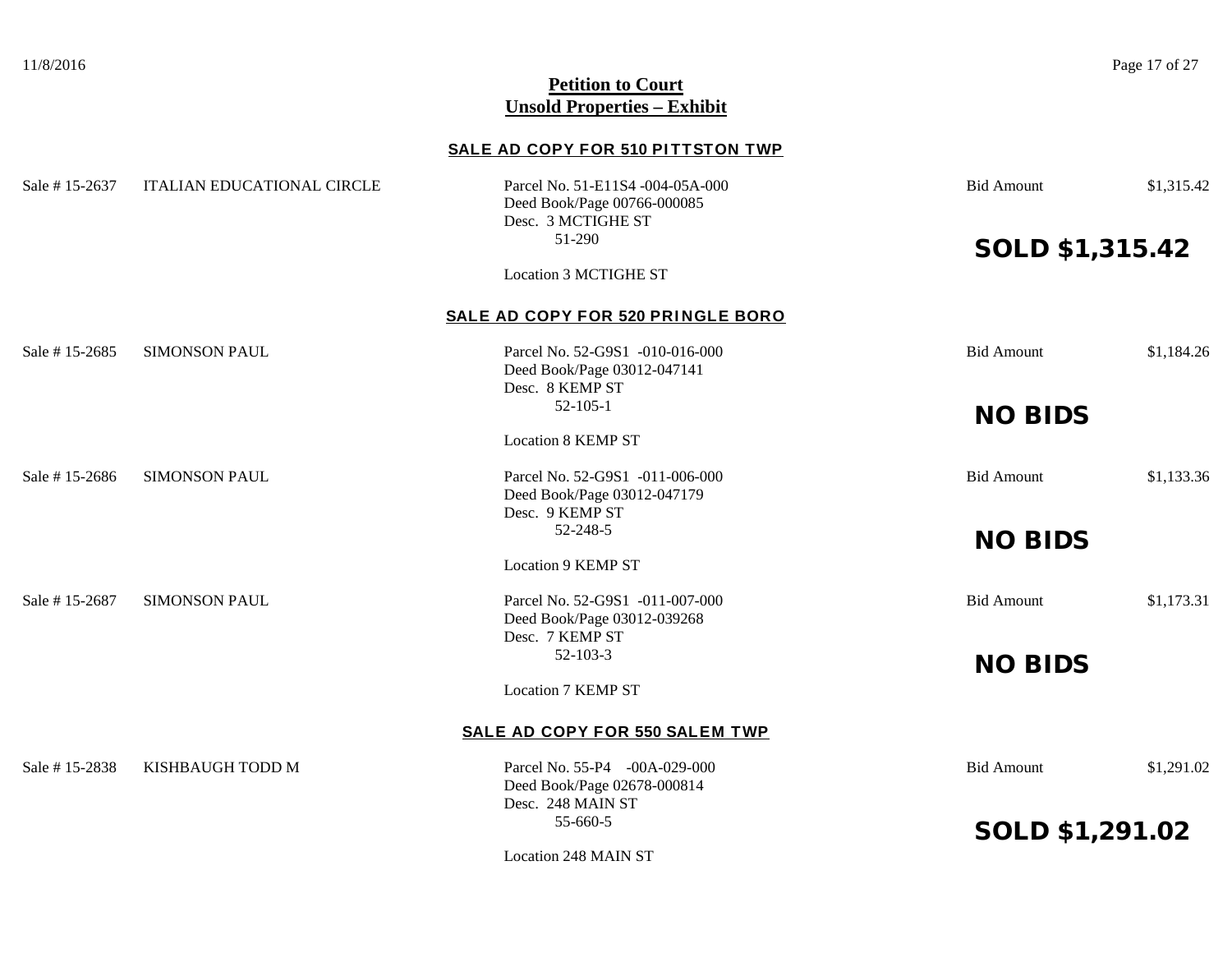# Petition to Court
## Unsold Properties – Exhibit

### SALE AD COPY FOR 510 PITTSTON TWP

Sale # 15-2637 ITALIAN EDUCATIONAL CIRCLE

Parcel No. 51-E11S4 -004-05A-000
Deed Book/Page 00766-000085
Desc. 3 MCTIGHE ST
51-290

Location 3 MCTIGHE ST

Bid Amount $1,315.42

**SOLD $1,315.42**

### SALE AD COPY FOR 520 PRINGLE BORO

Sale # 15-2685 SIMONSON PAUL

Parcel No. 52-G9S1 -010-016-000
Deed Book/Page 03012-047141
Desc. 8 KEMP ST
52-105-1

Location 8 KEMP ST

Bid Amount $1,184.26

**NO BIDS**

Sale # 15-2686 SIMONSON PAUL

Parcel No. 52-G9S1 -011-006-000
Deed Book/Page 03012-047179
Desc. 9 KEMP ST
52-248-5

Location 9 KEMP ST

Bid Amount $1,133.36

**NO BIDS**

Sale # 15-2687 SIMONSON PAUL

Parcel No. 52-G9S1 -011-007-000
Deed Book/Page 03012-039268
Desc. 7 KEMP ST
52-103-3

Location 7 KEMP ST

Bid Amount $1,173.31

**NO BIDS**

### SALE AD COPY FOR 550 SALEM TWP

Sale # 15-2838 KISHBAUGH TODD M

Parcel No. 55-P4 -00A-029-000
Deed Book/Page 02678-000814
Desc. 248 MAIN ST
55-660-5

Location 248 MAIN ST

Bid Amount $1,291.02

**SOLD $1,291.02**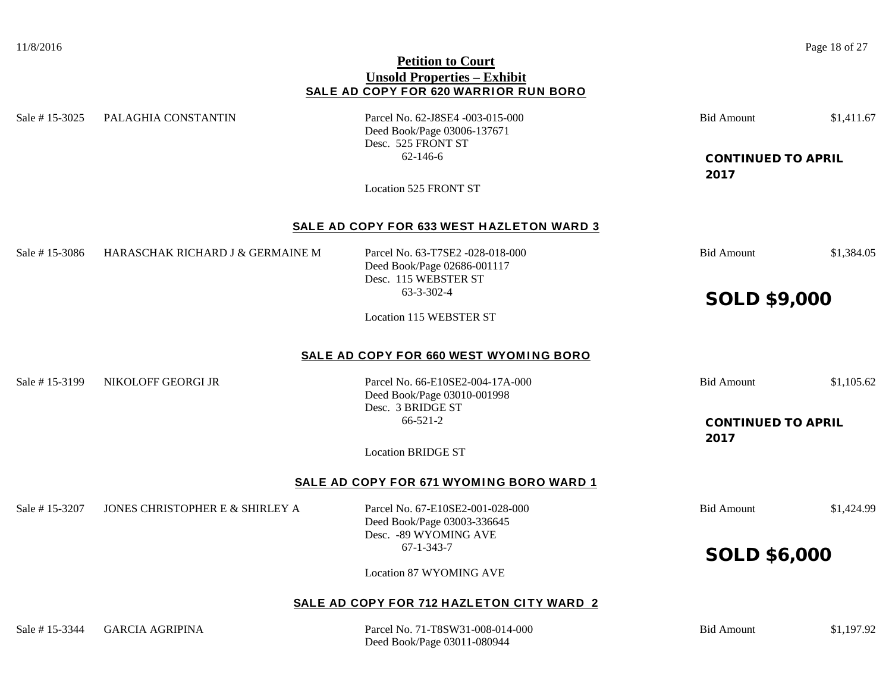**Petition to Court**

**Unsold Properties – Exhibit**

**SALE AD COPY FOR 620 WARRIOR RUN BORO**

Sale # 15-3025 PALAGHIA CONSTANTIN

Parcel No. 62-J8SE4 -003-015-000
Deed Book/Page 03006-137671
Desc. 525 FRONT ST
62-146-6

Location 525 FRONT ST

Bid Amount $1,411.67

**CONTINUED TO APRIL 2017**

**SALE AD COPY FOR 633 WEST HAZLETON WARD 3**

Sale # 15-3086 HARASCHAK RICHARD J & GERMAINE M

Parcel No. 63-T7SE2 -028-018-000
Deed Book/Page 02686-001117
Desc. 115 WEBSTER ST
63-3-302-4

Location 115 WEBSTER ST

Bid Amount $1,384.05

**SOLD $9,000**

**SALE AD COPY FOR 660 WEST WYOMING BORO**

Sale # 15-3199 NIKOLOFF GEORGI JR

Parcel No. 66-E10SE2-004-17A-000
Deed Book/Page 03010-001998
Desc. 3 BRIDGE ST
66-521-2

Location BRIDGE ST

Bid Amount $1,105.62

**CONTINUED TO APRIL 2017**

**SALE AD COPY FOR 671 WYOMING BORO WARD 1**

Sale # 15-3207 JONES CHRISTOPHER E & SHIRLEY A

Parcel No. 67-E10SE2-001-028-000
Deed Book/Page 03003-336645
Desc. -89 WYOMING AVE
67-1-343-7

Location 87 WYOMING AVE

Bid Amount $1,424.99

**SOLD $6,000**

**SALE AD COPY FOR 712 HAZLETON CITY WARD 2**

Sale # 15-3344 GARCIA AGRIPINA

Parcel No. 71-T8SW31-008-014-000
Deed Book/Page 03011-080944

Bid Amount $1,197.92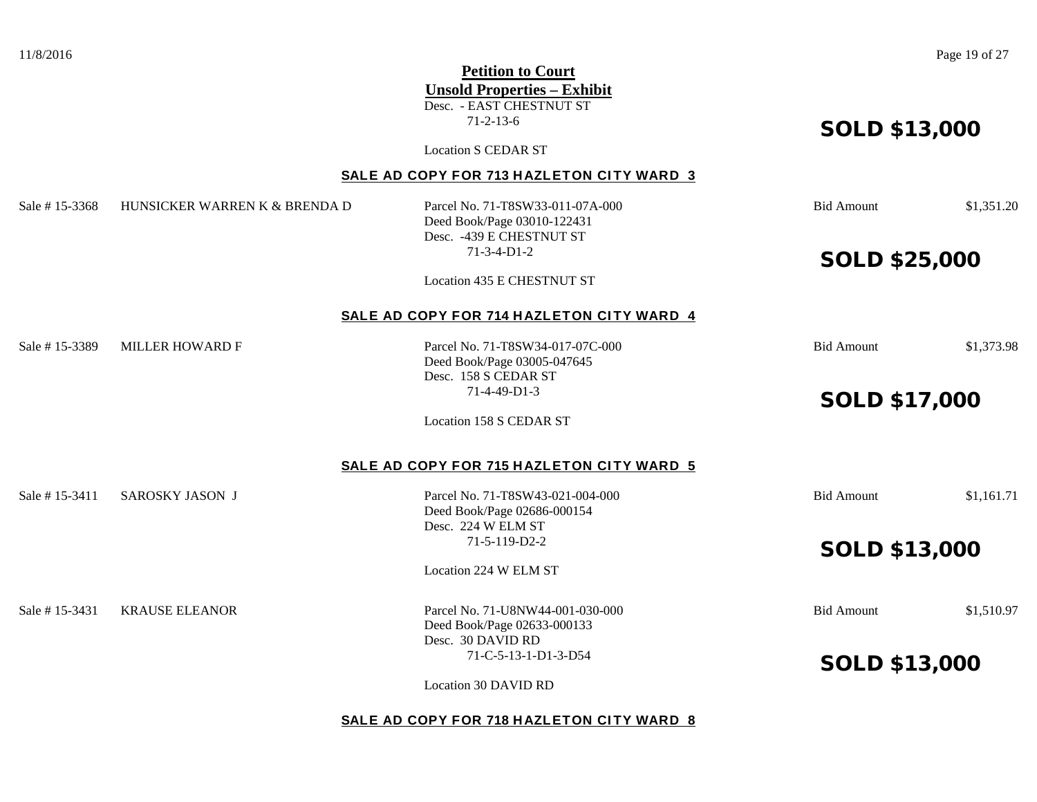**Petition to Court**
**Unsold Properties – Exhibit**

Desc. - EAST CHESTNUT ST
71-2-13-6

Location S CEDAR ST

**SOLD $13,000**

## SALE AD COPY FOR 713 HAZLETON CITY WARD 3

Sale # 15-3368 HUNSICKER WARREN K & BRENDA D

Parcel No. 71-T8SW33-011-07A-000
Deed Book/Page 03010-122431
Desc. -439 E CHESTNUT ST
71-3-4-D1-2

Location 435 E CHESTNUT ST

Bid Amount $1,351.20

**SOLD $25,000**

## SALE AD COPY FOR 714 HAZLETON CITY WARD 4

Sale # 15-3389 MILLER HOWARD F

Parcel No. 71-T8SW34-017-07C-000
Deed Book/Page 03005-047645
Desc. 158 S CEDAR ST
71-4-49-D1-3

Location 158 S CEDAR ST

Bid Amount $1,373.98

**SOLD $17,000**

## SALE AD COPY FOR 715 HAZLETON CITY WARD 5

Sale # 15-3411 SAROSKY JASON J

Parcel No. 71-T8SW43-021-004-000
Deed Book/Page 02686-000154
Desc. 224 W ELM ST
71-5-119-D2-2

Location 224 W ELM ST

Bid Amount $1,161.71

**SOLD $13,000**

Sale # 15-3431 KRAUSE ELEANOR

Parcel No. 71-U8NW44-001-030-000
Deed Book/Page 02633-000133
Desc. 30 DAVID RD
71-C-5-13-1-D1-3-D54

Location 30 DAVID RD

Bid Amount $1,510.97

**SOLD $13,000**

## SALE AD COPY FOR 718 HAZLETON CITY WARD 8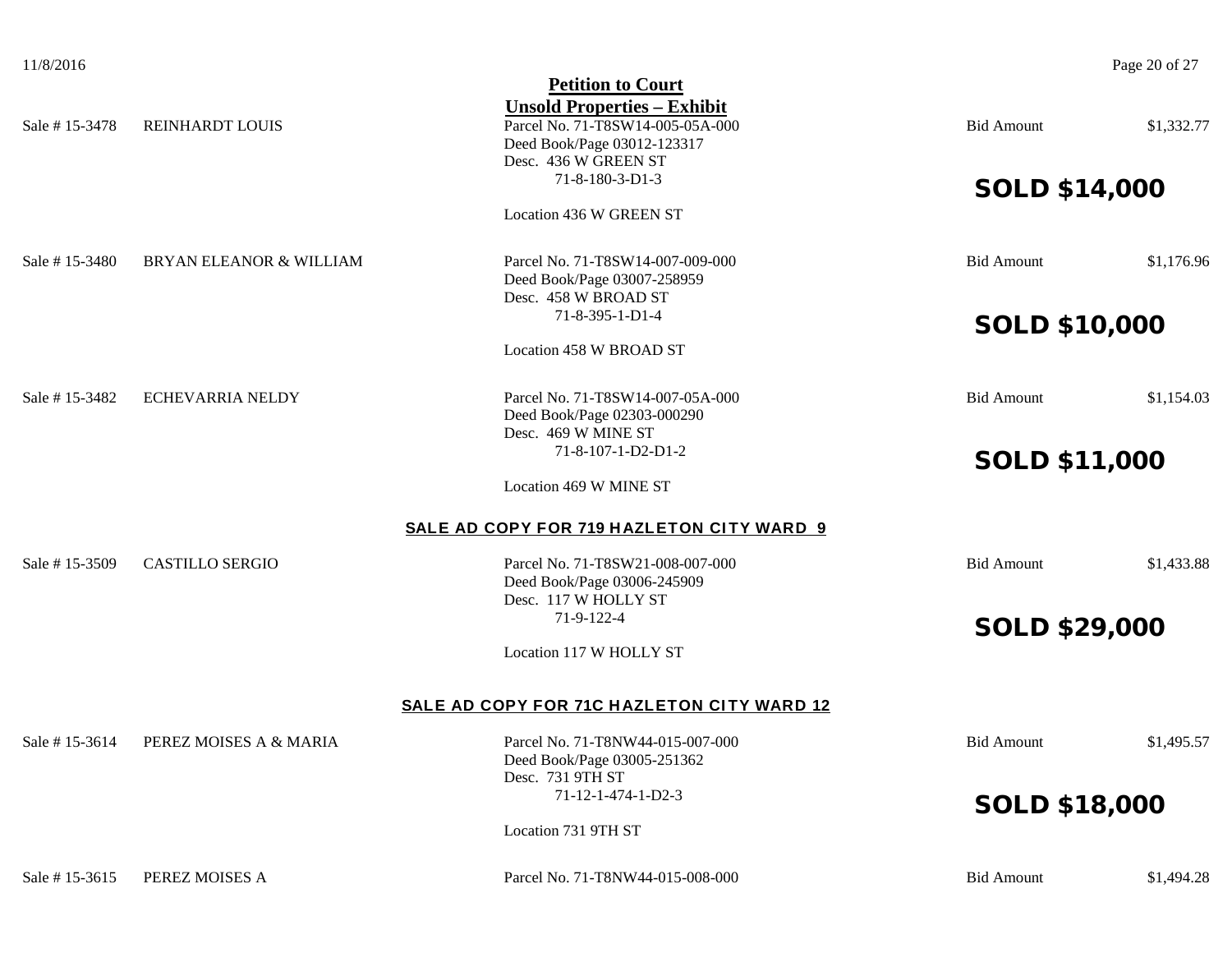## Petition to Court

## Unsold Properties – Exhibit

Sale # 15-3478 REINHARDT LOUIS
Parcel No. 71-T8SW14-005-05A-000
Deed Book/Page 03012-123317
Desc. 436 W GREEN ST
71-8-180-3-D1-3
Location 436 W GREEN ST
Bid Amount $1,332.77

**SOLD $14,000**

Sale # 15-3480 BRYAN ELEANOR & WILLIAM
Parcel No. 71-T8SW14-007-009-000
Deed Book/Page 03007-258959
Desc. 458 W BROAD ST
71-8-395-1-D1-4
Location 458 W BROAD ST
Bid Amount $1,176.96

**SOLD $10,000**

Sale # 15-3482 ECHEVARRIA NELDY
Parcel No. 71-T8SW14-007-05A-000
Deed Book/Page 02303-000290
Desc. 469 W MINE ST
71-8-107-1-D2-D1-2
Location 469 W MINE ST
Bid Amount $1,154.03

**SOLD $11,000**

### SALE AD COPY FOR 719 HAZLETON CITY WARD 9

Sale # 15-3509 CASTILLO SERGIO
Parcel No. 71-T8SW21-008-007-000
Deed Book/Page 03006-245909
Desc. 117 W HOLLY ST
71-9-122-4
Location 117 W HOLLY ST
Bid Amount $1,433.88

**SOLD $29,000**

### SALE AD COPY FOR 71C HAZLETON CITY WARD 12

Sale # 15-3614 PEREZ MOISES A & MARIA
Parcel No. 71-T8NW44-015-007-000
Deed Book/Page 03005-251362
Desc. 731 9TH ST
71-12-1-474-1-D2-3
Location 731 9TH ST
Bid Amount $1,495.57

**SOLD $18,000**

Sale # 15-3615 PEREZ MOISES A
Parcel No. 71-T8NW44-015-008-000
Bid Amount $1,494.28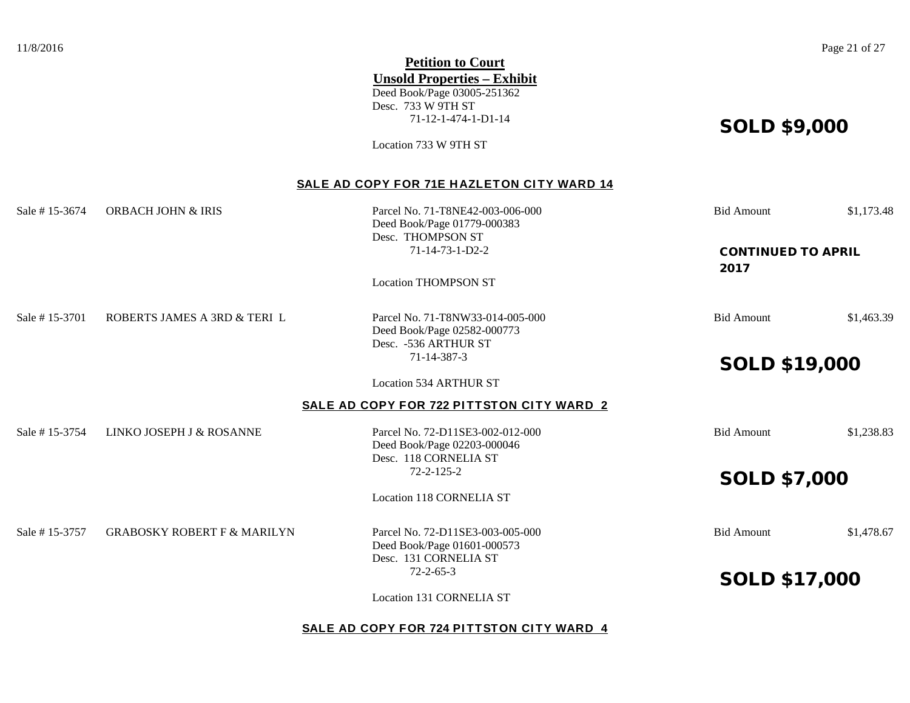**Petition to Court**

**Unsold Properties – Exhibit**

Deed Book/Page 03005-251362
Desc. 733 W 9TH ST
71-12-1-474-1-D1-14

Location 733 W 9TH ST

**SOLD $9,000**

**SALE AD COPY FOR 71E HAZLETON CITY WARD 14**

Sale # 15-3674 ORBACH JOHN & IRIS
Parcel No. 71-T8NE42-003-006-000
Deed Book/Page 01779-000383
Desc. THOMPSON ST
71-14-73-1-D2-2
Location THOMPSON ST
Bid Amount $1,173.48

**CONTINUED TO APRIL 2017**

Sale # 15-3701 ROBERTS JAMES A 3RD & TERI L
Parcel No. 71-T8NW33-014-005-000
Deed Book/Page 02582-000773
Desc. -536 ARTHUR ST
71-14-387-3
Location 534 ARTHUR ST
Bid Amount $1,463.39

**SOLD $19,000**

**SALE AD COPY FOR 722 PITTSTON CITY WARD 2**

Sale # 15-3754 LINKO JOSEPH J & ROSANNE
Parcel No. 72-D11SE3-002-012-000
Deed Book/Page 02203-000046
Desc. 118 CORNELIA ST
72-2-125-2
Location 118 CORNELIA ST
Bid Amount $1,238.83

**SOLD $7,000**

Sale # 15-3757 GRABOSKY ROBERT F & MARILYN
Parcel No. 72-D11SE3-003-005-000
Deed Book/Page 01601-000573
Desc. 131 CORNELIA ST
72-2-65-3
Location 131 CORNELIA ST
Bid Amount $1,478.67

**SOLD $17,000**

**SALE AD COPY FOR 724 PITTSTON CITY WARD 4**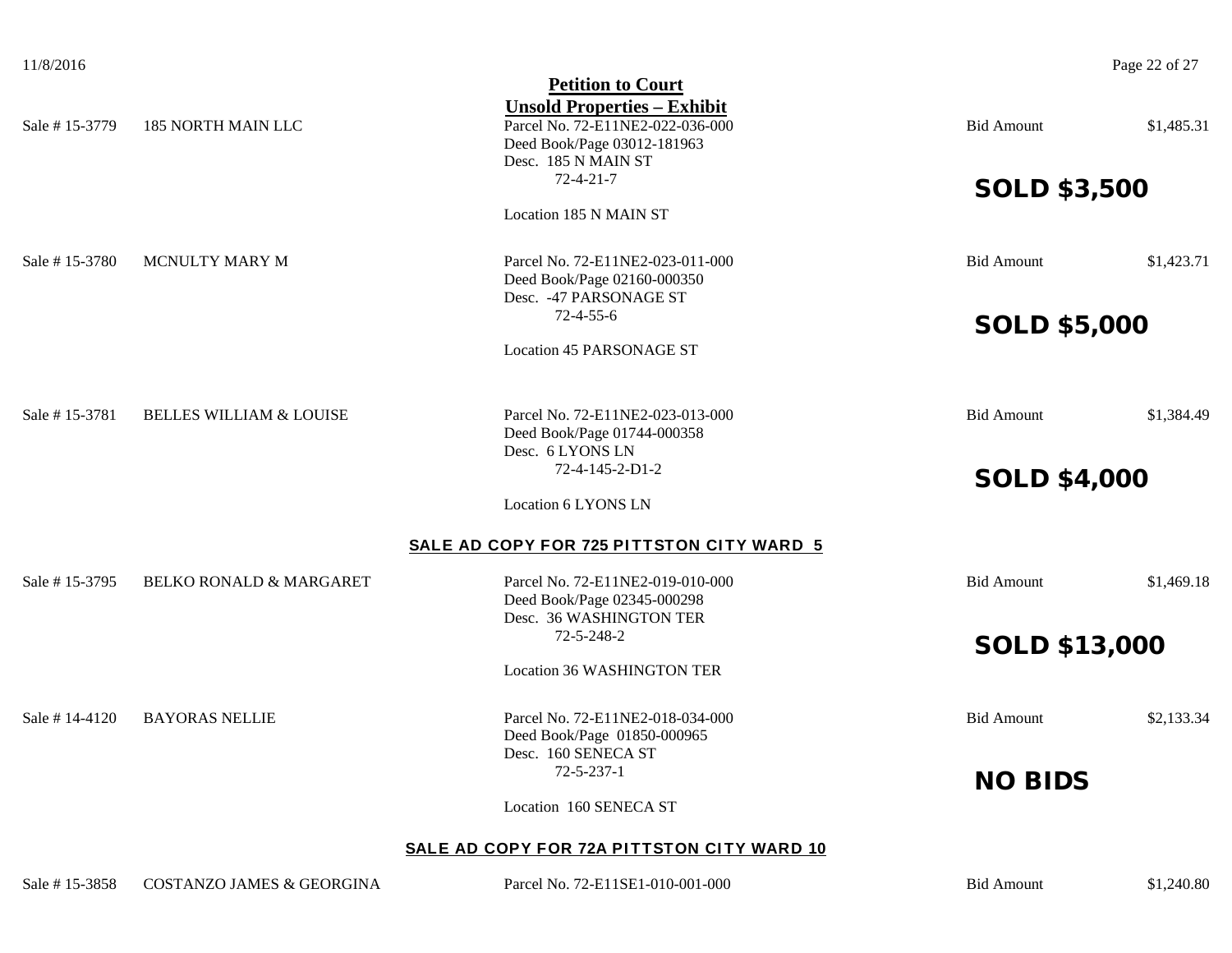**Petition to Court**

**Unsold Properties – Exhibit**

Sale # 15-3779 185 NORTH MAIN LLC

Parcel No. 72-E11NE2-022-036-000
Deed Book/Page 03012-181963
Desc. 185 N MAIN ST
72-4-21-7

Location 185 N MAIN ST

Bid Amount $1,485.31

**SOLD $3,500**

Sale # 15-3780 MCNULTY MARY M

Parcel No. 72-E11NE2-023-011-000
Deed Book/Page 02160-000350
Desc. -47 PARSONAGE ST
72-4-55-6

Location 45 PARSONAGE ST

Bid Amount $1,423.71

**SOLD $5,000**

Sale # 15-3781 BELLES WILLIAM & LOUISE

Parcel No. 72-E11NE2-023-013-000
Deed Book/Page 01744-000358
Desc. 6 LYONS LN
72-4-145-2-D1-2

Location 6 LYONS LN

Bid Amount $1,384.49

**SOLD $4,000**

**SALE AD COPY FOR 725 PITTSTON CITY WARD 5**

Sale # 15-3795 BELKO RONALD & MARGARET

Parcel No. 72-E11NE2-019-010-000
Deed Book/Page 02345-000298
Desc. 36 WASHINGTON TER
72-5-248-2

Location 36 WASHINGTON TER

Bid Amount $1,469.18

**SOLD $13,000**

Sale # 14-4120 BAYORAS NELLIE

Parcel No. 72-E11NE2-018-034-000
Deed Book/Page 01850-000965
Desc. 160 SENECA ST
72-5-237-1

Location 160 SENECA ST

Bid Amount $2,133.34

**NO BIDS**

**SALE AD COPY FOR 72A PITTSTON CITY WARD 10**

Sale # 15-3858 COSTANZO JAMES & GEORGINA

Parcel No. 72-E11SE1-010-001-000

Bid Amount $1,240.80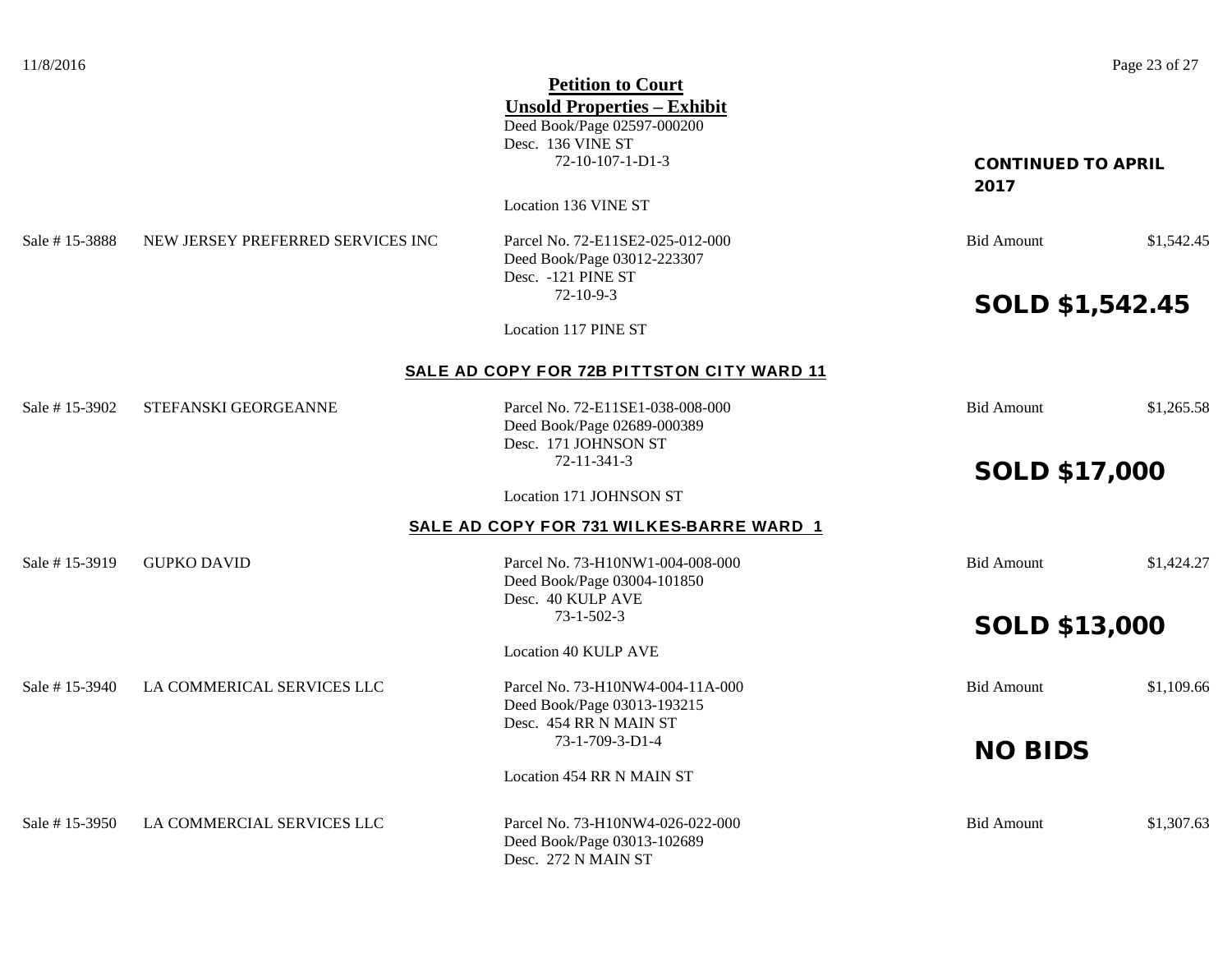## Petition to Court

## Unsold Properties – Exhibit

Deed Book/Page 02597-000200
Desc. 136 VINE ST
72-10-107-1-D1-3

Location 136 VINE ST

**CONTINUED TO APRIL 2017**

Sale # 15-3888 NEW JERSEY PREFERRED SERVICES INC
Parcel No. 72-E11SE2-025-012-000
Deed Book/Page 03012-223307
Desc. -121 PINE ST
72-10-9-3

Location 117 PINE ST

Bid Amount $1,542.45

**SOLD $1,542.45**

### SALE AD COPY FOR 72B PITTSTON CITY WARD 11

Sale # 15-3902 STEFANSKI GEORGEANNE
Parcel No. 72-E11SE1-038-008-000
Deed Book/Page 02689-000389
Desc. 171 JOHNSON ST
72-11-341-3

Location 171 JOHNSON ST

Bid Amount $1,265.58

**SOLD $17,000**

### SALE AD COPY FOR 731 WILKES-BARRE WARD 1

Sale # 15-3919 GUPKO DAVID
Parcel No. 73-H10NW1-004-008-000
Deed Book/Page 03004-101850
Desc. 40 KULP AVE
73-1-502-3

Location 40 KULP AVE

Bid Amount $1,424.27

**SOLD $13,000**

Sale # 15-3940 LA COMMERICAL SERVICES LLC
Parcel No. 73-H10NW4-004-11A-000
Deed Book/Page 03013-193215
Desc. 454 RR N MAIN ST
73-1-709-3-D1-4

Location 454 RR N MAIN ST

Bid Amount $1,109.66

**NO BIDS**

Sale # 15-3950 LA COMMERCIAL SERVICES LLC
Parcel No. 73-H10NW4-026-022-000
Deed Book/Page 03013-102689
Desc. 272 N MAIN ST

Bid Amount $1,307.63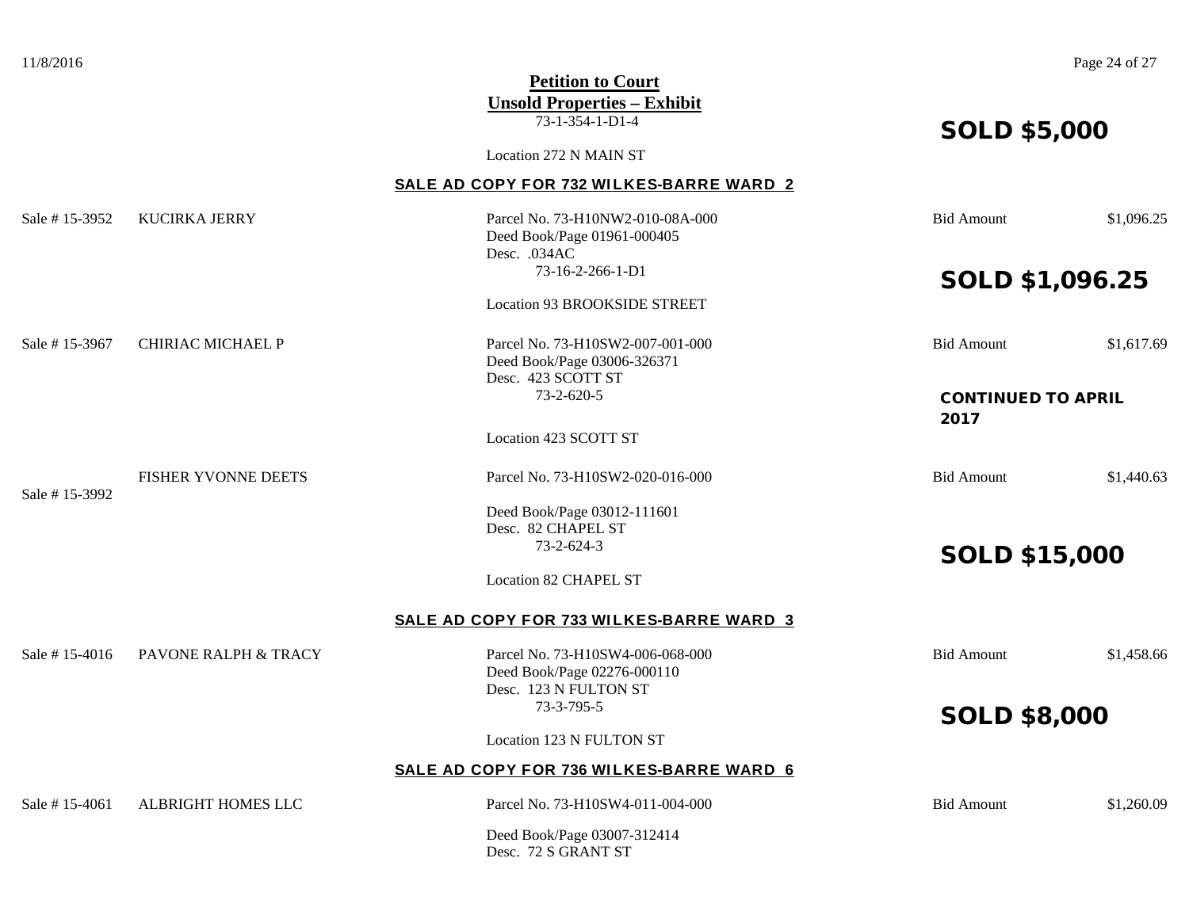**Petition to Court**
**Unsold Properties – Exhibit**

73-1-354-1-D1-4

Location 272 N MAIN ST

**SOLD $5,000**

## SALE AD COPY FOR 732 WILKES-BARRE WARD 2

| Sale # | Owner | Property | Bid Amount | |
|---|---|---|---|---|
| Sale # 15-3952 | KUCIRKA JERRY | Parcel No. 73-H10NW2-010-08A-000<br>Deed Book/Page 01961-000405<br>Desc. .034AC<br>73-16-2-266-1-D1<br>Location 93 BROOKSIDE STREET | Bid Amount | $1,096.25 |
| | | | **SOLD $1,096.25** | |
| Sale # 15-3967 | CHIRIAC MICHAEL P | Parcel No. 73-H10SW2-007-001-000<br>Deed Book/Page 03006-326371<br>Desc. 423 SCOTT ST<br>73-2-620-5<br>Location 423 SCOTT ST | Bid Amount | $1,617.69 |
| | | | **CONTINUED TO APRIL 2017** | |
| Sale # 15-3992 | FISHER YVONNE DEETS | Parcel No. 73-H10SW2-020-016-000<br>Deed Book/Page 03012-111601<br>Desc. 82 CHAPEL ST<br>73-2-624-3<br>Location 82 CHAPEL ST | Bid Amount | $1,440.63 |
| | | | **SOLD $15,000** | |

## SALE AD COPY FOR 733 WILKES-BARRE WARD 3

| Sale # | Owner | Property | Bid Amount | |
|---|---|---|---|---|
| Sale # 15-4016 | PAVONE RALPH & TRACY | Parcel No. 73-H10SW4-006-068-000<br>Deed Book/Page 02276-000110<br>Desc. 123 N FULTON ST<br>73-3-795-5<br>Location 123 N FULTON ST | Bid Amount | $1,458.66 |
| | | | **SOLD $8,000** | |

## SALE AD COPY FOR 736 WILKES-BARRE WARD 6

| Sale # | Owner | Property | Bid Amount | |
|---|---|---|---|---|
| Sale # 15-4061 | ALBRIGHT HOMES LLC | Parcel No. 73-H10SW4-011-004-000<br>Deed Book/Page 03007-312414<br>Desc. 72 S GRANT ST | Bid Amount | $1,260.09 |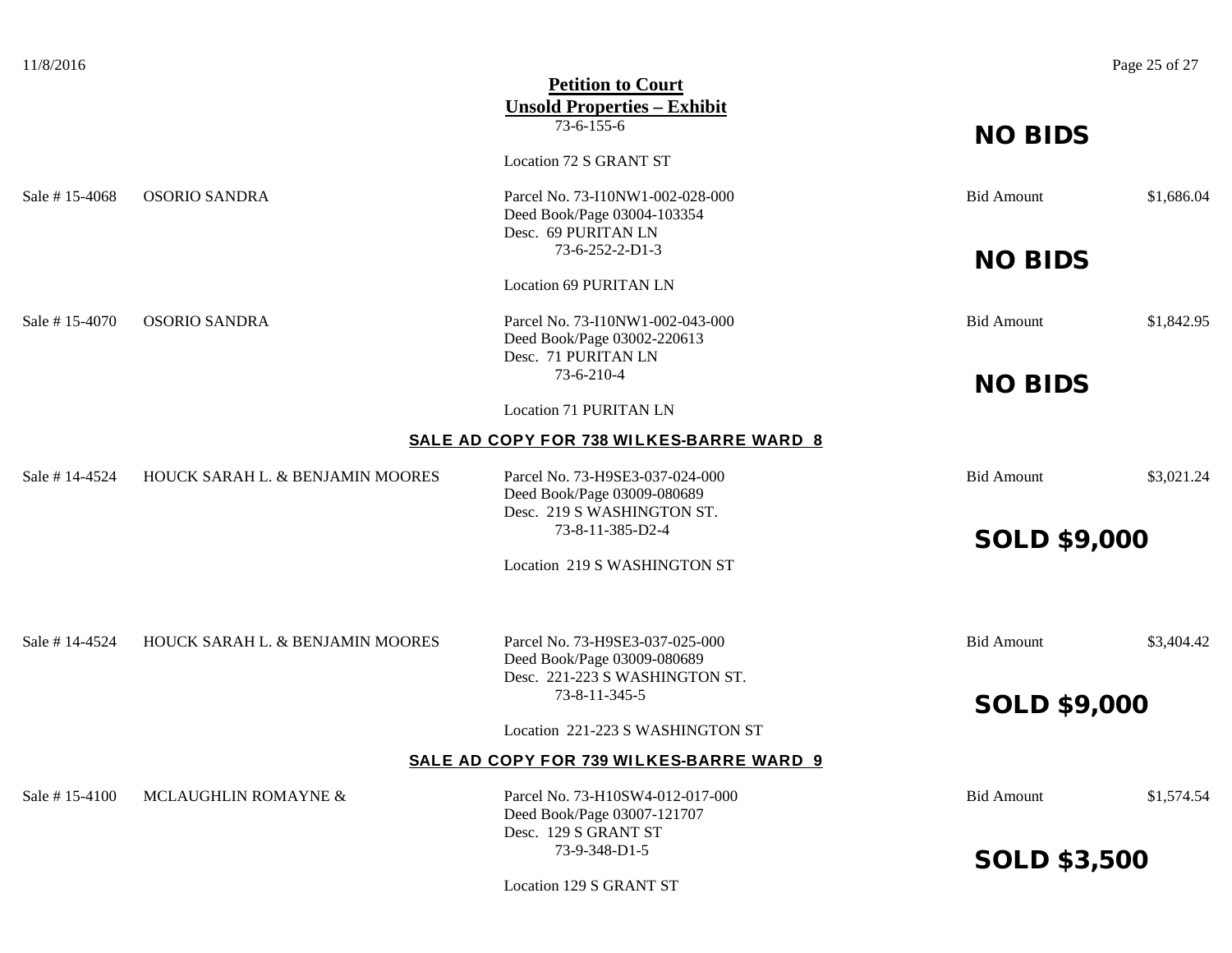## Petition to Court
## Unsold Properties – Exhibit

73-6-155-6

**NO BIDS**

Location 72 S GRANT ST

Sale # 15-4068 OSORIO SANDRA

Parcel No. 73-I10NW1-002-028-000
Deed Book/Page 03004-103354
Desc. 69 PURITAN LN
73-6-252-2-D1-3

Bid Amount $1,686.04

**NO BIDS**

Location 69 PURITAN LN

Sale # 15-4070 OSORIO SANDRA

Parcel No. 73-I10NW1-002-043-000
Deed Book/Page 03002-220613
Desc. 71 PURITAN LN
73-6-210-4

Bid Amount $1,842.95

**NO BIDS**

Location 71 PURITAN LN

### SALE AD COPY FOR 738 WILKES-BARRE WARD 8

Sale # 14-4524 HOUCK SARAH L. & BENJAMIN MOORES

Parcel No. 73-H9SE3-037-024-000
Deed Book/Page 03009-080689
Desc. 219 S WASHINGTON ST.
73-8-11-385-D2-4

Bid Amount $3,021.24

**SOLD $9,000**

Location 219 S WASHINGTON ST

Sale # 14-4524 HOUCK SARAH L. & BENJAMIN MOORES

Parcel No. 73-H9SE3-037-025-000
Deed Book/Page 03009-080689
Desc. 221-223 S WASHINGTON ST.
73-8-11-345-5

Bid Amount $3,404.42

**SOLD $9,000**

Location 221-223 S WASHINGTON ST

### SALE AD COPY FOR 739 WILKES-BARRE WARD 9

Sale # 15-4100 MCLAUGHLIN ROMAYNE &

Parcel No. 73-H10SW4-012-017-000
Deed Book/Page 03007-121707
Desc. 129 S GRANT ST
73-9-348-D1-5

Bid Amount $1,574.54

**SOLD $3,500**

Location 129 S GRANT ST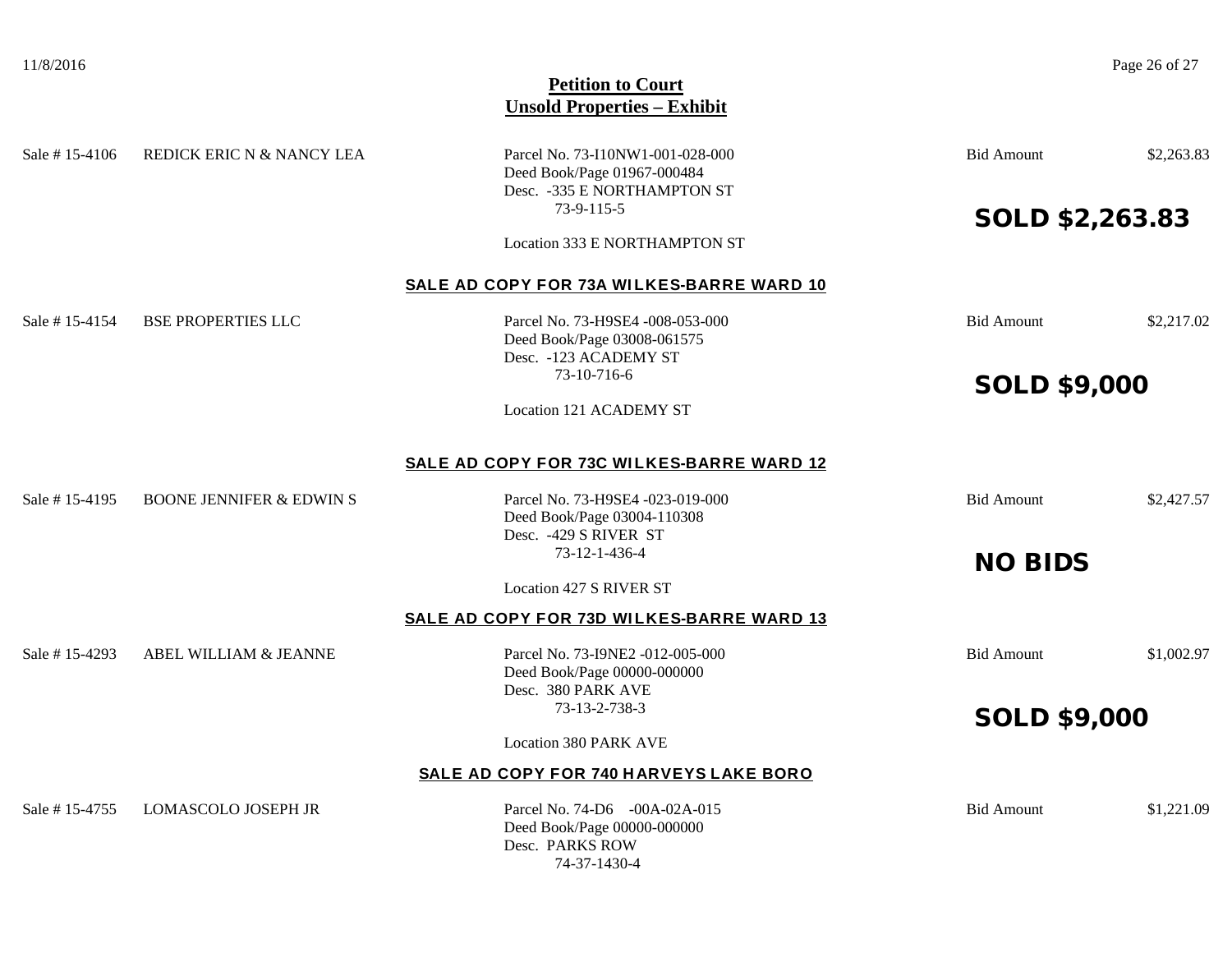# Petition to Court
## Unsold Properties – Exhibit

Sale # 15-4106 REDICK ERIC N & NANCY LEA
Parcel No. 73-I10NW1-001-028-000
Deed Book/Page 01967-000484
Desc. -335 E NORTHAMPTON ST
73-9-115-5
Location 333 E NORTHAMPTON ST
Bid Amount $2,263.83

**SOLD $2,263.83**

### SALE AD COPY FOR 73A WILKES-BARRE WARD 10

Sale # 15-4154 BSE PROPERTIES LLC
Parcel No. 73-H9SE4 -008-053-000
Deed Book/Page 03008-061575
Desc. -123 ACADEMY ST
73-10-716-6
Location 121 ACADEMY ST
Bid Amount $2,217.02

**SOLD $9,000**

### SALE AD COPY FOR 73C WILKES-BARRE WARD 12

Sale # 15-4195 BOONE JENNIFER & EDWIN S
Parcel No. 73-H9SE4 -023-019-000
Deed Book/Page 03004-110308
Desc. -429 S RIVER ST
73-12-1-436-4
Location 427 S RIVER ST
Bid Amount $2,427.57

**NO BIDS**

### SALE AD COPY FOR 73D WILKES-BARRE WARD 13

Sale # 15-4293 ABEL WILLIAM & JEANNE
Parcel No. 73-I9NE2 -012-005-000
Deed Book/Page 00000-000000
Desc. 380 PARK AVE
73-13-2-738-3
Location 380 PARK AVE
Bid Amount $1,002.97

**SOLD $9,000**

### SALE AD COPY FOR 740 HARVEYS LAKE BORO

Sale # 15-4755 LOMASCOLO JOSEPH JR
Parcel No. 74-D6 -00A-02A-015
Deed Book/Page 00000-000000
Desc. PARKS ROW
74-37-1430-4
Bid Amount $1,221.09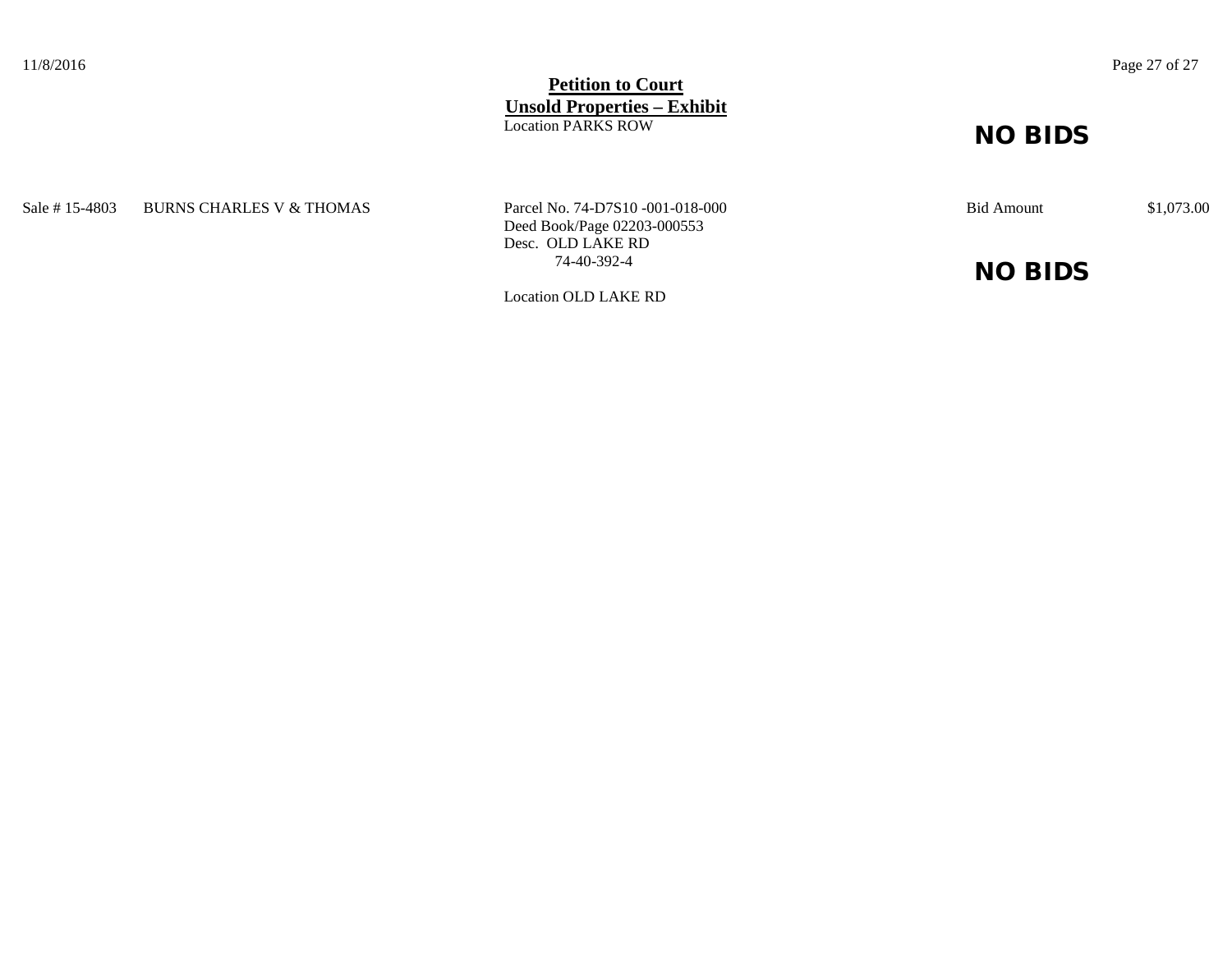**Petition to Court**

**Unsold Properties – Exhibit**

Location PARKS ROW

**NO BIDS**

| | | | | |
|---|---|---|---|---|
| Sale # 15-4803 | BURNS CHARLES V & THOMAS | Parcel No. 74-D7S10 -001-018-000<br>Deed Book/Page 02203-000553<br>Desc. OLD LAKE RD<br>74-40-392-4<br><br>Location OLD LAKE RD | Bid Amount<br><br>**NO BIDS** | $1,073.00 |